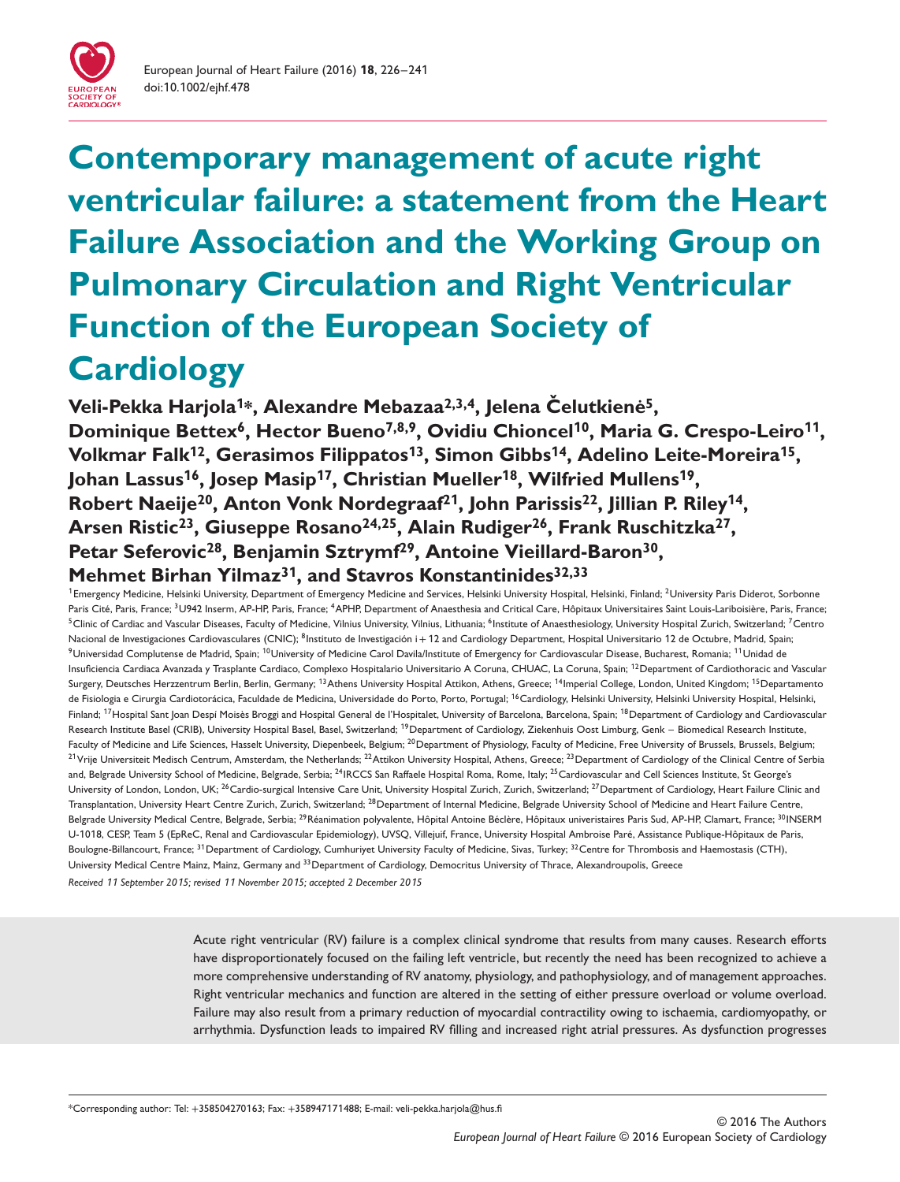# Contemporary management of acute right ventricular failure: a statement from the Heart Failure Association and the Working Group on Pulmonary Circulation and Right Ventricular Function of the European Society of Cardiology

**Veli-Pekka Harjola[1]*, Alexandre Mebazaa[2,3,4], Jelena Čelutkienė[5], Dominique Bettex[6], Hector Bueno[7,8,9], Ovidiu Chioncel[10], Maria G. Crespo-Leiro[11], Volkmar Falk[12], Gerasimos Filippatos[13], Simon Gibbs[14], Adelino Leite-Moreira[15], Johan Lassus[16], Josep Masip[17], Christian Mueller[18], Wilfried Mullens[19], Robert Naeije[20], Anton Vonk Nordegraaf[21], John Parissis[22], Jillian P. Riley[14], Arsen Ristic[23], Giuseppe Rosano[24,25], Alain Rudiger[26], Frank Ruschitzka[27], Petar Seferovic[28], Benjamin Sztrymf[29], Antoine Vieillard-Baron[30], Mehmet Birhan Yilmaz[31], and Stavros Konstantinides[32,33]**

[1]Emergency Medicine, Helsinki University, Department of Emergency Medicine and Services, Helsinki University Hospital, Helsinki, Finland; [2]University Paris Diderot, Sorbonne Paris Cité, Paris, France; [3]U942 Inserm, AP-HP, Paris, France; [4]APHP, Department of Anaesthesia and Critical Care, Hôpitaux Universitaires Saint Louis-Lariboisière, Paris, France; [5]Clinic of Cardiac and Vascular Diseases, Faculty of Medicine, Vilnius University, Vilnius, Lithuania; [6]Institute of Anaesthesiology, University Hospital Zurich, Switzerland; [7]Centro Nacional de Investigaciones Cardiovasculares (CNIC); [8]Instituto de Investigación i+12 and Cardiology Department, Hospital Universitario 12 de Octubre, Madrid, Spain; [9]Universidad Complutense de Madrid, Spain; [10]University of Medicine Carol Davila/Institute of Emergency for Cardiovascular Disease, Bucharest, Romania; [11]Unidad de Insuficiencia Cardiaca Avanzada y Trasplante Cardiaco, Complexo Hospitalario Universitario A Coruna, CHUAC, La Coruna, Spain; [12]Department of Cardiothoracic and Vascular Surgery, Deutsches Herzzentrum Berlin, Berlin, Germany; [13]Athens University Hospital Attikon, Athens, Greece; [14]Imperial College, London, United Kingdom; [15]Departamento de Fisiologia e Cirurgia Cardiotorácica, Faculdade de Medicina, Universidade do Porto, Porto, Portugal; [16]Cardiology, Helsinki University, Helsinki University Hospital, Helsinki, Finland; [17]Hospital Sant Joan Despí Moisès Broggi and Hospital General de l'Hospitalet, University of Barcelona, Barcelona, Spain; [18]Department of Cardiology and Cardiovascular Research Institute Basel (CRIB), University Hospital Basel, Basel, Switzerland; [19]Department of Cardiology, Ziekenhuis Oost Limburg, Genk – Biomedical Research Institute, Faculty of Medicine and Life Sciences, Hasselt University, Diepenbeek, Belgium; [20]Department of Physiology, Faculty of Medicine, Free University of Brussels, Brussels, Belgium; [21]Vrije Universiteit Medisch Centrum, Amsterdam, the Netherlands; [22]Attikon University Hospital, Athens, Greece; [23]Department of Cardiology of the Clinical Centre of Serbia and, Belgrade University School of Medicine, Belgrade, Serbia; [24]IRCCS San Raffaele Hospital Roma, Rome, Italy; [25]Cardiovascular and Cell Sciences Institute, St George's University of London, London, UK; [26]Cardio-surgical Intensive Care Unit, University Hospital Zurich, Zurich, Switzerland; [27]Department of Cardiology, Heart Failure Clinic and Transplantation, University Heart Centre Zurich, Zurich, Switzerland; [28]Department of Internal Medicine, Belgrade University School of Medicine and Heart Failure Centre, Belgrade University Medical Centre, Belgrade, Serbia; [29]Réanimation polyvalente, Hôpital Antoine Béclère, Hôpitaux universitaires Paris Sud, AP-HP, Clamart, France; [30]INSERM U-1018, CESP, Team 5 (EpReC, Renal and Cardiovascular Epidemiology), UVSQ, Villejuif, France, University Hospital Ambroise Paré, Assistance Publique-Hôpitaux de Paris, Boulogne-Billancourt, France; [31]Department of Cardiology, Cumhuriyet University Faculty of Medicine, Sivas, Turkey; [32]Centre for Thrombosis and Haemostasis (CTH), University Medical Centre Mainz, Mainz, Germany and [33]Department of Cardiology, Democritus University of Thrace, Alexandroupolis, Greece

*Received 11 September 2015; revised 11 November 2015; accepted 2 December 2015*

Acute right ventricular (RV) failure is a complex clinical syndrome that results from many causes. Research efforts have disproportionately focused on the failing left ventricle, but recently the need has been recognized to achieve a more comprehensive understanding of RV anatomy, physiology, and pathophysiology, and of management approaches. Right ventricular mechanics and function are altered in the setting of either pressure overload or volume overload. Failure may also result from a primary reduction of myocardial contractility owing to ischaemia, cardiomyopathy, or arrhythmia. Dysfunction leads to impaired RV filling and increased right atrial pressures. As dysfunction progresses

*Corresponding author: Tel: +358504270163; Fax: +358947171488; E-mail: veli-pekka.harjola@hus.fi

© 2016 The Authors
*European Journal of Heart Failure* © 2016 European Society of Cardiology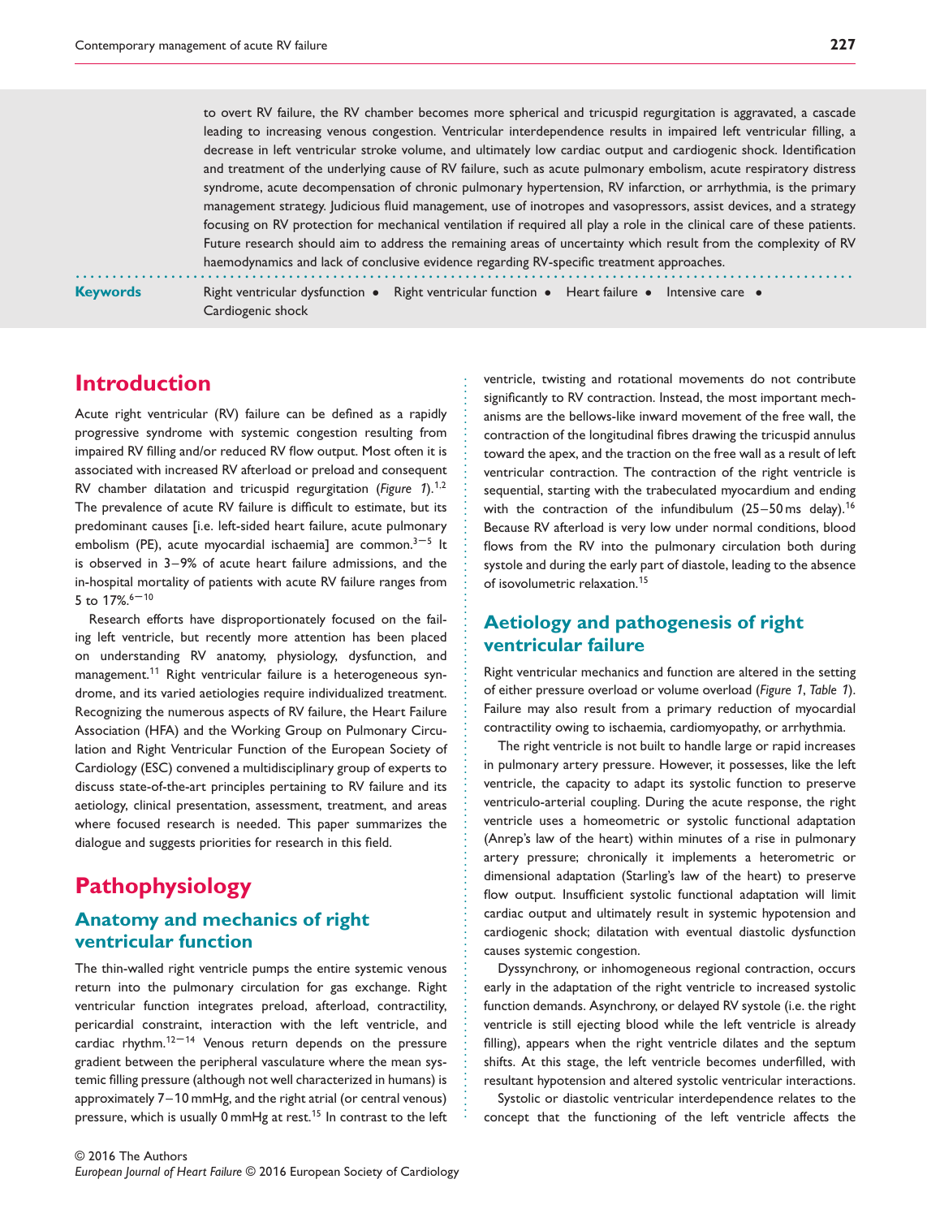to overt RV failure, the RV chamber becomes more spherical and tricuspid regurgitation is aggravated, a cascade leading to increasing venous congestion. Ventricular interdependence results in impaired left ventricular filling, a decrease in left ventricular stroke volume, and ultimately low cardiac output and cardiogenic shock. Identification and treatment of the underlying cause of RV failure, such as acute pulmonary embolism, acute respiratory distress syndrome, acute decompensation of chronic pulmonary hypertension, RV infarction, or arrhythmia, is the primary management strategy. Judicious fluid management, use of inotropes and vasopressors, assist devices, and a strategy focusing on RV protection for mechanical ventilation if required all play a role in the clinical care of these patients. Future research should aim to address the remaining areas of uncertainty which result from the complexity of RV haemodynamics and lack of conclusive evidence regarding RV-specific treatment approaches.

**Keywords** Right ventricular dysfunction • Right ventricular function • Heart failure • Intensive care • Cardiogenic shock

# Introduction

Acute right ventricular (RV) failure can be defined as a rapidly progressive syndrome with systemic congestion resulting from impaired RV filling and/or reduced RV flow output. Most often it is associated with increased RV afterload or preload and consequent RV chamber dilatation and tricuspid regurgitation (*Figure 1*).[1,2] The prevalence of acute RV failure is difficult to estimate, but its predominant causes [i.e. left-sided heart failure, acute pulmonary embolism (PE), acute myocardial ischaemia] are common.[3–5] It is observed in 3–9% of acute heart failure admissions, and the in-hospital mortality of patients with acute RV failure ranges from 5 to 17%.[6–10]

Research efforts have disproportionately focused on the failing left ventricle, but recently more attention has been placed on understanding RV anatomy, physiology, dysfunction, and management.[11] Right ventricular failure is a heterogeneous syndrome, and its varied aetiologies require individualized treatment. Recognizing the numerous aspects of RV failure, the Heart Failure Association (HFA) and the Working Group on Pulmonary Circulation and Right Ventricular Function of the European Society of Cardiology (ESC) convened a multidisciplinary group of experts to discuss state-of-the-art principles pertaining to RV failure and its aetiology, clinical presentation, assessment, treatment, and areas where focused research is needed. This paper summarizes the dialogue and suggests priorities for research in this field.

# Pathophysiology

## Anatomy and mechanics of right ventricular function

The thin-walled right ventricle pumps the entire systemic venous return into the pulmonary circulation for gas exchange. Right ventricular function integrates preload, afterload, contractility, pericardial constraint, interaction with the left ventricle, and cardiac rhythm.[12–14] Venous return depends on the pressure gradient between the peripheral vasculature where the mean systemic filling pressure (although not well characterized in humans) is approximately 7–10 mmHg, and the right atrial (or central venous) pressure, which is usually 0 mmHg at rest.[15] In contrast to the left ventricle, twisting and rotational movements do not contribute significantly to RV contraction. Instead, the most important mechanisms are the bellows-like inward movement of the free wall, the contraction of the longitudinal fibres drawing the tricuspid annulus toward the apex, and the traction on the free wall as a result of left ventricular contraction. The contraction of the right ventricle is sequential, starting with the trabeculated myocardium and ending with the contraction of the infundibulum (25–50 ms delay).[16] Because RV afterload is very low under normal conditions, blood flows from the RV into the pulmonary circulation both during systole and during the early part of diastole, leading to the absence of isovolumetric relaxation.[15]

## Aetiology and pathogenesis of right ventricular failure

Right ventricular mechanics and function are altered in the setting of either pressure overload or volume overload (*Figure 1*, *Table 1*). Failure may also result from a primary reduction of myocardial contractility owing to ischaemia, cardiomyopathy, or arrhythmia.

The right ventricle is not built to handle large or rapid increases in pulmonary artery pressure. However, it possesses, like the left ventricle, the capacity to adapt its systolic function to preserve ventriculo-arterial coupling. During the acute response, the right ventricle uses a homeometric or systolic functional adaptation (Anrep's law of the heart) within minutes of a rise in pulmonary artery pressure; chronically it implements a heterometric or dimensional adaptation (Starling's law of the heart) to preserve flow output. Insufficient systolic functional adaptation will limit cardiac output and ultimately result in systemic hypotension and cardiogenic shock; dilatation with eventual diastolic dysfunction causes systemic congestion.

Dyssynchrony, or inhomogeneous regional contraction, occurs early in the adaptation of the right ventricle to increased systolic function demands. Asynchrony, or delayed RV systole (i.e. the right ventricle is still ejecting blood while the left ventricle is already filling), appears when the right ventricle dilates and the septum shifts. At this stage, the left ventricle becomes underfilled, with resultant hypotension and altered systolic ventricular interactions.

Systolic or diastolic ventricular interdependence relates to the concept that the functioning of the left ventricle affects the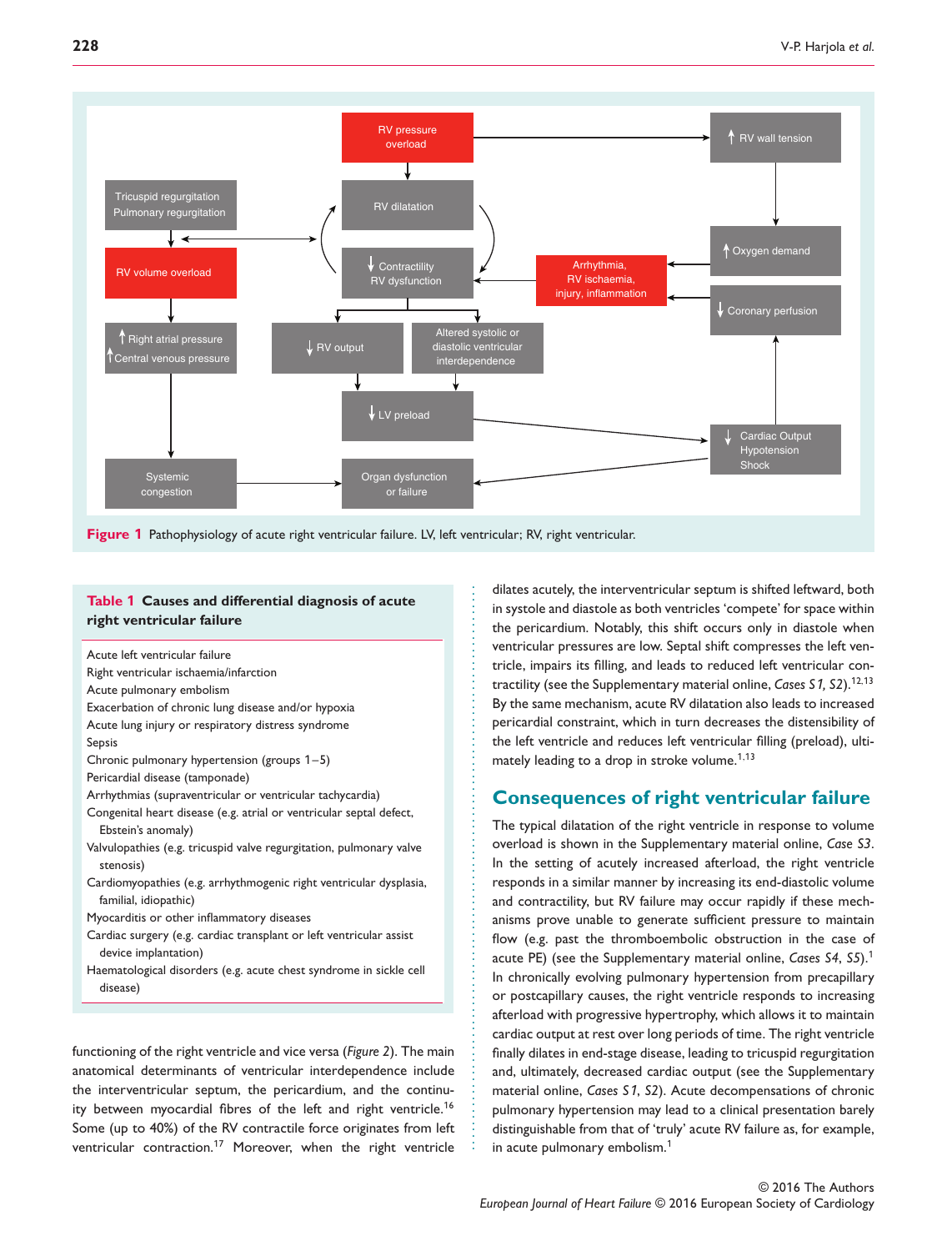**Figure 1** Pathophysiology of acute right ventricular failure. LV, left ventricular; RV, right ventricular.

**Table 1 Causes and differential diagnosis of acute right ventricular failure**

| |
|---|
| Acute left ventricular failure |
| Right ventricular ischaemia/infarction |
| Acute pulmonary embolism |
| Exacerbation of chronic lung disease and/or hypoxia |
| Acute lung injury or respiratory distress syndrome |
| Sepsis |
| Chronic pulmonary hypertension (groups 1–5) |
| Pericardial disease (tamponade) |
| Arrhythmias (supraventricular or ventricular tachycardia) |
| Congenital heart disease (e.g. atrial or ventricular septal defect, Ebstein's anomaly) |
| Valvulopathies (e.g. tricuspid valve regurgitation, pulmonary valve stenosis) |
| Cardiomyopathies (e.g. arrhythmogenic right ventricular dysplasia, familial, idiopathic) |
| Myocarditis or other inflammatory diseases |
| Cardiac surgery (e.g. cardiac transplant or left ventricular assist device implantation) |
| Haematological disorders (e.g. acute chest syndrome in sickle cell disease) |

functioning of the right ventricle and vice versa (*Figure 2*). The main anatomical determinants of ventricular interdependence include the interventricular septum, the pericardium, and the continuity between myocardial fibres of the left and right ventricle.[16] Some (up to 40%) of the RV contractile force originates from left ventricular contraction.[17] Moreover, when the right ventricle dilates acutely, the interventricular septum is shifted leftward, both in systole and diastole as both ventricles 'compete' for space within the pericardium. Notably, this shift occurs only in diastole when ventricular pressures are low. Septal shift compresses the left ventricle, impairs its filling, and leads to reduced left ventricular contractility (see the Supplementary material online, *Cases S1, S2*).[12,13] By the same mechanism, acute RV dilatation also leads to increased pericardial constraint, which in turn decreases the distensibility of the left ventricle and reduces left ventricular filling (preload), ultimately leading to a drop in stroke volume.[1,13]

## Consequences of right ventricular failure

The typical dilatation of the right ventricle in response to volume overload is shown in the Supplementary material online, *Case S3*. In the setting of acutely increased afterload, the right ventricle responds in a similar manner by increasing its end-diastolic volume and contractility, but RV failure may occur rapidly if these mechanisms prove unable to generate sufficient pressure to maintain flow (e.g. past the thromboembolic obstruction in the case of acute PE) (see the Supplementary material online, *Cases S4, S5*).[1] In chronically evolving pulmonary hypertension from precapillary or postcapillary causes, the right ventricle responds to increasing afterload with progressive hypertrophy, which allows it to maintain cardiac output at rest over long periods of time. The right ventricle finally dilates in end-stage disease, leading to tricuspid regurgitation and, ultimately, decreased cardiac output (see the Supplementary material online, *Cases S1, S2*). Acute decompensations of chronic pulmonary hypertension may lead to a clinical presentation barely distinguishable from that of 'truly' acute RV failure as, for example, in acute pulmonary embolism.[1]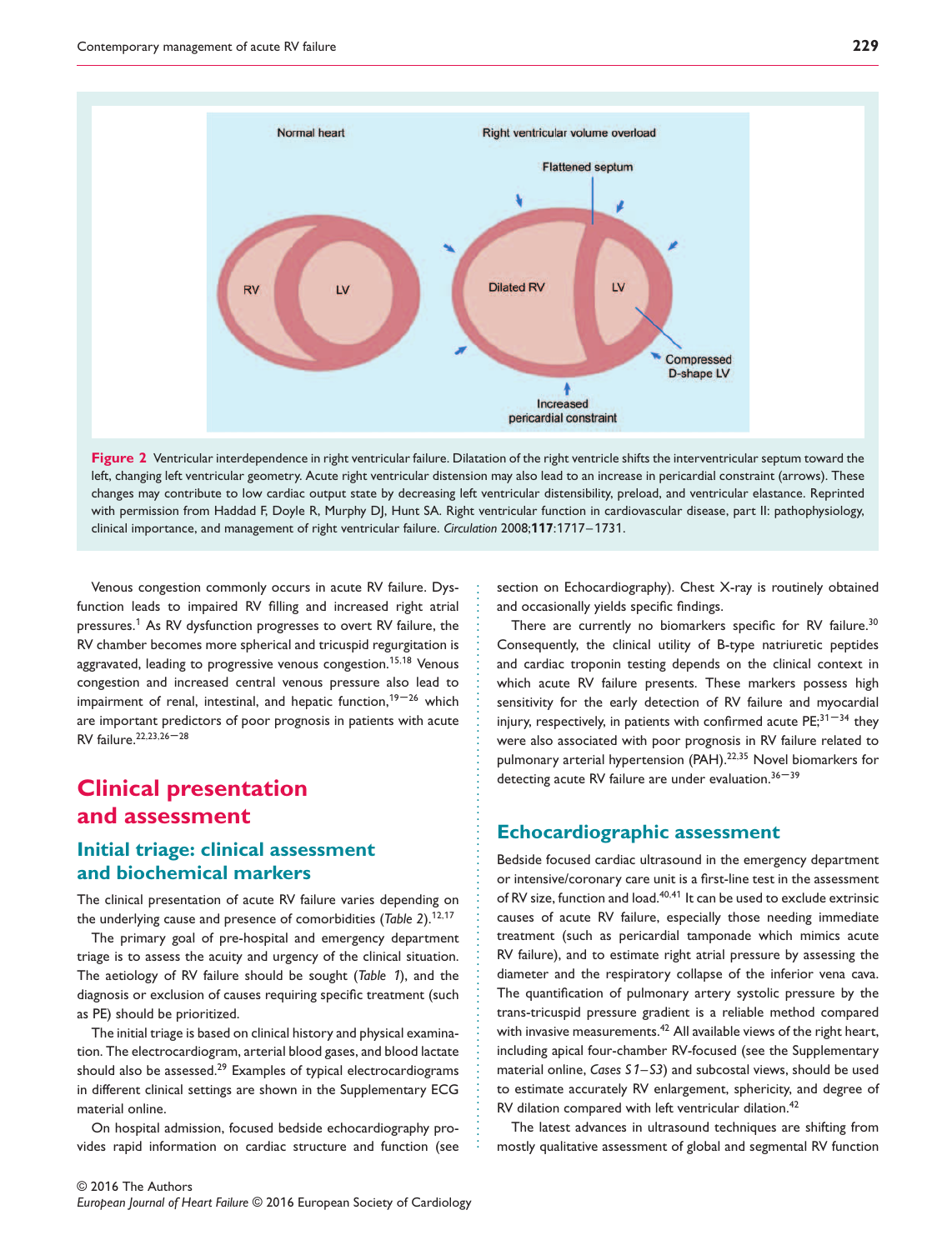**Figure 2** Ventricular interdependence in right ventricular failure. Dilatation of the right ventricle shifts the interventricular septum toward the left, changing left ventricular geometry. Acute right ventricular distension may also lead to an increase in pericardial constraint (arrows). These changes may contribute to low cardiac output state by decreasing left ventricular distensibility, preload, and ventricular elastance. Reprinted with permission from Haddad F, Doyle R, Murphy DJ, Hunt SA. Right ventricular function in cardiovascular disease, part II: pathophysiology, clinical importance, and management of right ventricular failure. *Circulation* 2008;**117**:1717–1731.

Venous congestion commonly occurs in acute RV failure. Dysfunction leads to impaired RV filling and increased right atrial pressures.[1] As RV dysfunction progresses to overt RV failure, the RV chamber becomes more spherical and tricuspid regurgitation is aggravated, leading to progressive venous congestion.[15,18] Venous congestion and increased central venous pressure also lead to impairment of renal, intestinal, and hepatic function,[19–26] which are important predictors of poor prognosis in patients with acute RV failure.[22,23,26–28]

# Clinical presentation and assessment

## Initial triage: clinical assessment and biochemical markers

The clinical presentation of acute RV failure varies depending on the underlying cause and presence of comorbidities (*Table 2*).[12,17]

The primary goal of pre-hospital and emergency department triage is to assess the acuity and urgency of the clinical situation. The aetiology of RV failure should be sought (*Table 1*), and the diagnosis or exclusion of causes requiring specific treatment (such as PE) should be prioritized.

The initial triage is based on clinical history and physical examination. The electrocardiogram, arterial blood gases, and blood lactate should also be assessed.[29] Examples of typical electrocardiograms in different clinical settings are shown in the Supplementary ECG material online.

On hospital admission, focused bedside echocardiography provides rapid information on cardiac structure and function (see section on Echocardiography). Chest X-ray is routinely obtained and occasionally yields specific findings.

There are currently no biomarkers specific for RV failure.[30] Consequently, the clinical utility of B-type natriuretic peptides and cardiac troponin testing depends on the clinical context in which acute RV failure presents. These markers possess high sensitivity for the early detection of RV failure and myocardial injury, respectively, in patients with confirmed acute PE;[31–34] they were also associated with poor prognosis in RV failure related to pulmonary arterial hypertension (PAH).[22,35] Novel biomarkers for detecting acute RV failure are under evaluation.[36–39]

## Echocardiographic assessment

Bedside focused cardiac ultrasound in the emergency department or intensive/coronary care unit is a first-line test in the assessment of RV size, function and load.[40,41] It can be used to exclude extrinsic causes of acute RV failure, especially those needing immediate treatment (such as pericardial tamponade which mimics acute RV failure), and to estimate right atrial pressure by assessing the diameter and the respiratory collapse of the inferior vena cava. The quantification of pulmonary artery systolic pressure by the trans-tricuspid pressure gradient is a reliable method compared with invasive measurements.[42] All available views of the right heart, including apical four-chamber RV-focused (see the Supplementary material online, *Cases S1–S3*) and subcostal views, should be used to estimate accurately RV enlargement, sphericity, and degree of RV dilation compared with left ventricular dilation.[42]

The latest advances in ultrasound techniques are shifting from mostly qualitative assessment of global and segmental RV function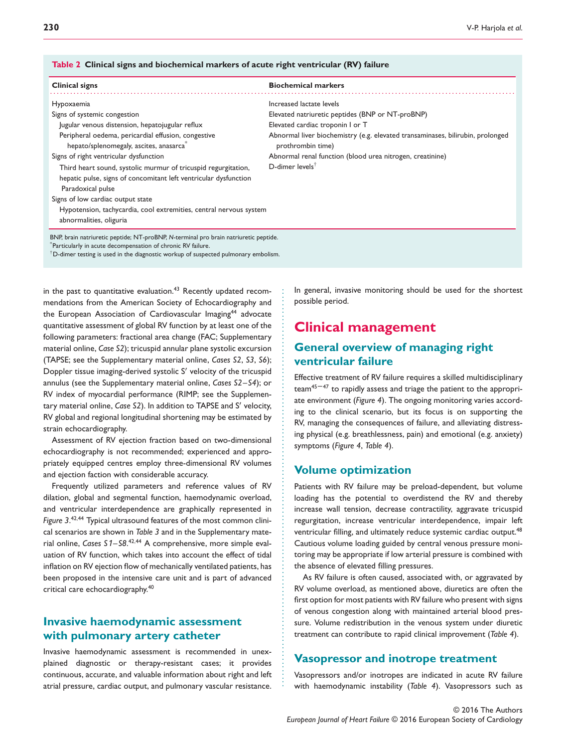**Table 2 Clinical signs and biochemical markers of acute right ventricular (RV) failure**

| Clinical signs | Biochemical markers |
|---|---|
| Hypoxaemia | Increased lactate levels |
| Signs of systemic congestion | Elevated natriuretic peptides (BNP or NT-proBNP) |
| Jugular venous distension, hepatojugular reflux | Elevated cardiac troponin I or T |
| Peripheral oedema, pericardial effusion, congestive hepato/splenomegaly, ascites, anasarca* | Abnormal liver biochemistry (e.g. elevated transaminases, bilirubin, prolonged prothrombin time) |
| Signs of right ventricular dysfunction | Abnormal renal function (blood urea nitrogen, creatinine) |
| Third heart sound, systolic murmur of tricuspid regurgitation, hepatic pulse, signs of concomitant left ventricular dysfunction | D-dimer levels† |
| Paradoxical pulse | |
| Signs of low cardiac output state | |
| Hypotension, tachycardia, cool extremities, central nervous system abnormalities, oliguria | |

BNP, brain natriuretic peptide; NT-proBNP, *N*-terminal pro brain natriuretic peptide.
*Particularly in acute decompensation of chronic RV failure.
†D-dimer testing is used in the diagnostic workup of suspected pulmonary embolism.

in the past to quantitative evaluation.[43] Recently updated recommendations from the American Society of Echocardiography and the European Association of Cardiovascular Imaging[44] advocate quantitative assessment of global RV function by at least one of the following parameters: fractional area change (FAC; Supplementary material online, *Case S2*); tricuspid annular plane systolic excursion (TAPSE; see the Supplementary material online, *Cases S2*, *S3*, *S6*); Doppler tissue imaging-derived systolic S′ velocity of the tricuspid annulus (see the Supplementary material online, *Cases S2–S4*); or RV index of myocardial performance (RIMP; see the Supplementary material online, *Case S2*). In addition to TAPSE and S′ velocity, RV global and regional longitudinal shortening may be estimated by strain echocardiography.

Assessment of RV ejection fraction based on two-dimensional echocardiography is not recommended; experienced and appropriately equipped centres employ three-dimensional RV volumes and ejection faction with considerable accuracy.

Frequently utilized parameters and reference values of RV dilation, global and segmental function, haemodynamic overload, and ventricular interdependence are graphically represented in *Figure 3*.[42,44] Typical ultrasound features of the most common clinical scenarios are shown in *Table 3* and in the Supplementary material online, *Cases S1–S8*.[42,44] A comprehensive, more simple evaluation of RV function, which takes into account the effect of tidal inflation on RV ejection flow of mechanically ventilated patients, has been proposed in the intensive care unit and is part of advanced critical care echocardiography.[40]

## Invasive haemodynamic assessment with pulmonary artery catheter

Invasive haemodynamic assessment is recommended in unexplained diagnostic or therapy-resistant cases; it provides continuous, accurate, and valuable information about right and left atrial pressure, cardiac output, and pulmonary vascular resistance. In general, invasive monitoring should be used for the shortest possible period.

# Clinical management

## General overview of managing right ventricular failure

Effective treatment of RV failure requires a skilled multidisciplinary team[45–47] to rapidly assess and triage the patient to the appropriate environment (*Figure 4*). The ongoing monitoring varies according to the clinical scenario, but its focus is on supporting the RV, managing the consequences of failure, and alleviating distressing physical (e.g. breathlessness, pain) and emotional (e.g. anxiety) symptoms (*Figure 4*, *Table 4*).

## Volume optimization

Patients with RV failure may be preload-dependent, but volume loading has the potential to overdistend the RV and thereby increase wall tension, decrease contractility, aggravate tricuspid regurgitation, increase ventricular interdependence, impair left ventricular filling, and ultimately reduce systemic cardiac output.[48] Cautious volume loading guided by central venous pressure monitoring may be appropriate if low arterial pressure is combined with the absence of elevated filling pressures.

As RV failure is often caused, associated with, or aggravated by RV volume overload, as mentioned above, diuretics are often the first option for most patients with RV failure who present with signs of venous congestion along with maintained arterial blood pressure. Volume redistribution in the venous system under diuretic treatment can contribute to rapid clinical improvement (*Table 4*).

## Vasopressor and inotrope treatment

Vasopressors and/or inotropes are indicated in acute RV failure with haemodynamic instability (*Table 4*). Vasopressors such as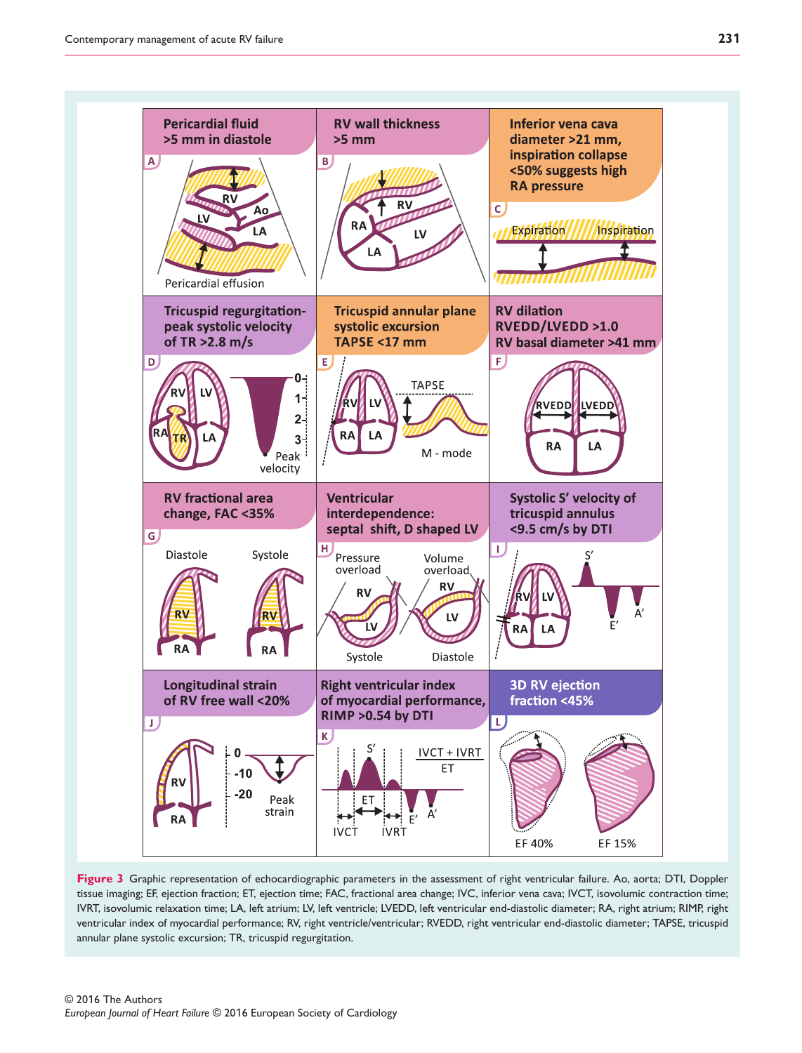**Figure 3** Graphic representation of echocardiographic parameters in the assessment of right ventricular failure. Ao, aorta; DTI, Doppler tissue imaging; EF, ejection fraction; ET, ejection time; FAC, fractional area change; IVC, inferior vena cava; IVCT, isovolumic contraction time; IVRT, isovolumic relaxation time; LA, left atrium; LV, left ventricle; LVEDD, left ventricular end-diastolic diameter; RA, right atrium; RIMP, right ventricular index of myocardial performance; RV, right ventricle/ventricular; RVEDD, right ventricular end-diastolic diameter; TAPSE, tricuspid annular plane systolic excursion; TR, tricuspid regurgitation.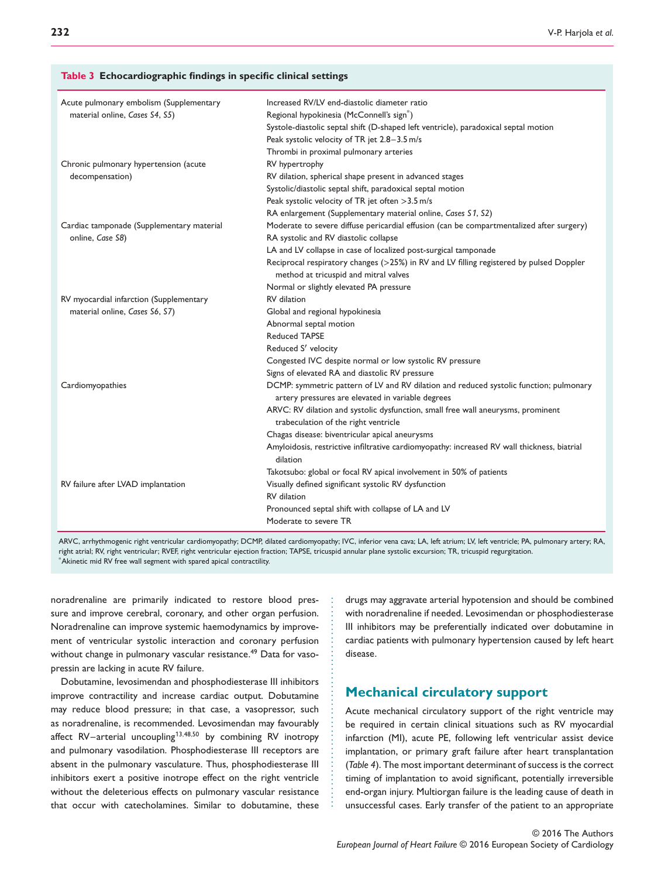**Table 3 Echocardiographic findings in specific clinical settings**

| | |
|---|---|
| Acute pulmonary embolism (Supplementary material online, *Cases S4*, *S5*) | Increased RV/LV end-diastolic diameter ratio |
| | Regional hypokinesia (McConnell's sign[*]) |
| | Systole-diastolic septal shift (D-shaped left ventricle), paradoxical septal motion |
| | Peak systolic velocity of TR jet 2.8–3.5 m/s |
| | Thrombi in proximal pulmonary arteries |
| Chronic pulmonary hypertension (acute decompensation) | RV hypertrophy |
| | RV dilation, spherical shape present in advanced stages |
| | Systolic/diastolic septal shift, paradoxical septal motion |
| | Peak systolic velocity of TR jet often >3.5 m/s |
| | RA enlargement (Supplementary material online, *Cases S1*, *S2*) |
| Cardiac tamponade (Supplementary material online, *Case S8*) | Moderate to severe diffuse pericardial effusion (can be compartmentalized after surgery) |
| | RA systolic and RV diastolic collapse |
| | LA and LV collapse in case of localized post-surgical tamponade |
| | Reciprocal respiratory changes (>25%) in RV and LV filling registered by pulsed Doppler method at tricuspid and mitral valves |
| | Normal or slightly elevated PA pressure |
| RV myocardial infarction (Supplementary material online, *Cases S6*, *S7*) | RV dilation |
| | Global and regional hypokinesia |
| | Abnormal septal motion |
| | Reduced TAPSE |
| | Reduced S′ velocity |
| | Congested IVC despite normal or low systolic RV pressure |
| | Signs of elevated RA and diastolic RV pressure |
| Cardiomyopathies | DCMP: symmetric pattern of LV and RV dilation and reduced systolic function; pulmonary artery pressures are elevated in variable degrees |
| | ARVC: RV dilation and systolic dysfunction, small free wall aneurysms, prominent trabeculation of the right ventricle |
| | Chagas disease: biventricular apical aneurysms |
| | Amyloidosis, restrictive infiltrative cardiomyopathy: increased RV wall thickness, biatrial dilation |
| | Takotsubo: global or focal RV apical involvement in 50% of patients |
| RV failure after LVAD implantation | Visually defined significant systolic RV dysfunction |
| | RV dilation |
| | Pronounced septal shift with collapse of LA and LV |
| | Moderate to severe TR |

ARVC, arrhythmogenic right ventricular cardiomyopathy; DCMP, dilated cardiomyopathy; IVC, inferior vena cava; LA, left atrium; LV, left ventricle; PA, pulmonary artery; RA, right atrial; RV, right ventricular; RVEF, right ventricular ejection fraction; TAPSE, tricuspid annular plane systolic excursion; TR, tricuspid regurgitation.
[*]Akinetic mid RV free wall segment with spared apical contractility.

noradrenaline are primarily indicated to restore blood pressure and improve cerebral, coronary, and other organ perfusion. Noradrenaline can improve systemic haemodynamics by improvement of ventricular systolic interaction and coronary perfusion without change in pulmonary vascular resistance.[49] Data for vasopressin are lacking in acute RV failure.

Dobutamine, levosimendan and phosphodiesterase III inhibitors improve contractility and increase cardiac output. Dobutamine may reduce blood pressure; in that case, a vasopressor, such as noradrenaline, is recommended. Levosimendan may favourably affect RV–arterial uncoupling[13,48,50] by combining RV inotropy and pulmonary vasodilation. Phosphodiesterase III receptors are absent in the pulmonary vasculature. Thus, phosphodiesterase III inhibitors exert a positive inotrope effect on the right ventricle without the deleterious effects on pulmonary vascular resistance that occur with catecholamines. Similar to dobutamine, these drugs may aggravate arterial hypotension and should be combined with noradrenaline if needed. Levosimendan or phosphodiesterase III inhibitors may be preferentially indicated over dobutamine in cardiac patients with pulmonary hypertension caused by left heart disease.

## Mechanical circulatory support

Acute mechanical circulatory support of the right ventricle may be required in certain clinical situations such as RV myocardial infarction (MI), acute PE, following left ventricular assist device implantation, or primary graft failure after heart transplantation (*Table 4*). The most important determinant of success is the correct timing of implantation to avoid significant, potentially irreversible end-organ injury. Multiorgan failure is the leading cause of death in unsuccessful cases. Early transfer of the patient to an appropriate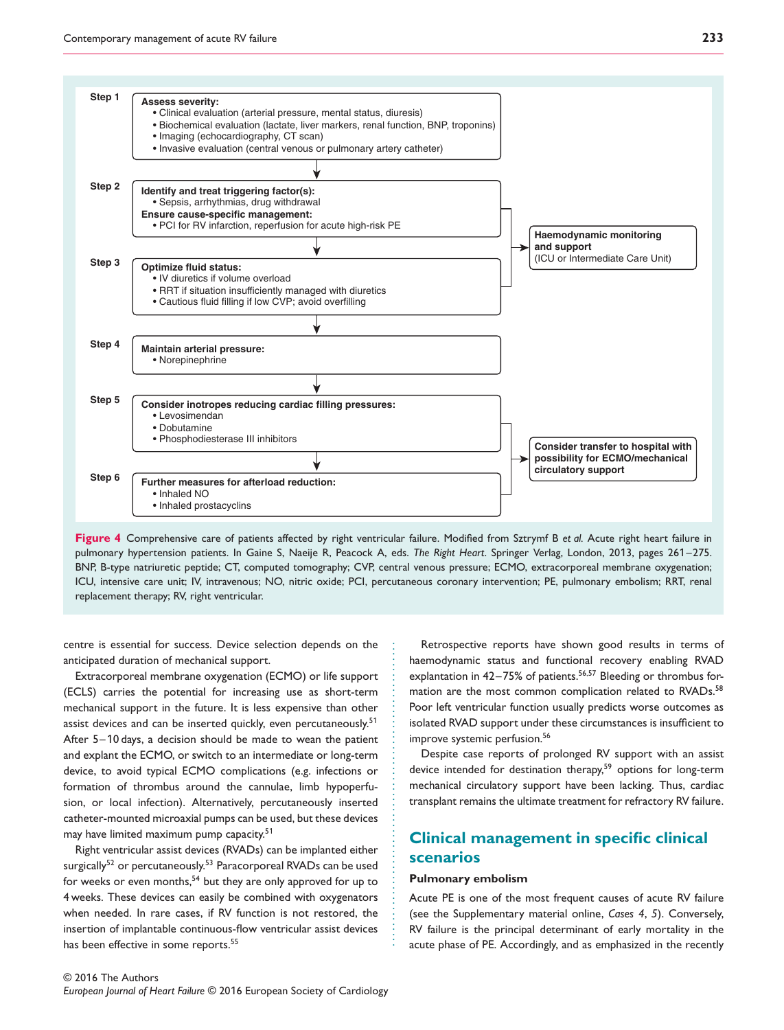**Step 1**

**Assess severity:**
- Clinical evaluation (arterial pressure, mental status, diuresis)
- Biochemical evaluation (lactate, liver markers, renal function, BNP, troponins)
- Imaging (echocardiography, CT scan)
- Invasive evaluation (central venous or pulmonary artery catheter)

**Step 2**

**Identify and treat triggering factor(s):**
- Sepsis, arrhythmias, drug withdrawal

**Ensure cause-specific management:**
- PCI for RV infarction, reperfusion for acute high-risk PE

**Step 3**

**Optimize fluid status:**
- IV diuretics if volume overload
- RRT if situation insufficiently managed with diuretics
- Cautious fluid filling if low CVP; avoid overfilling

→ **Haemodynamic monitoring and support** (ICU or Intermediate Care Unit)

**Step 4**

**Maintain arterial pressure:**
- Norepinephrine

**Step 5**

**Consider inotropes reducing cardiac filling pressures:**
- Levosimendan
- Dobutamine
- Phosphodiesterase III inhibitors

**Step 6**

**Further measures for afterload reduction:**
- Inhaled NO
- Inhaled prostacyclins

→ **Consider transfer to hospital with possibility for ECMO/mechanical circulatory support**

**Figure 4** Comprehensive care of patients affected by right ventricular failure. Modified from Sztrymf B *et al.* Acute right heart failure in pulmonary hypertension patients. In Gaine S, Naeije R, Peacock A, eds. *The Right Heart*. Springer Verlag, London, 2013, pages 261–275. BNP, B-type natriuretic peptide; CT, computed tomography; CVP, central venous pressure; ECMO, extracorporeal membrane oxygenation; ICU, intensive care unit; IV, intravenous; NO, nitric oxide; PCI, percutaneous coronary intervention; PE, pulmonary embolism; RRT, renal replacement therapy; RV, right ventricular.

centre is essential for success. Device selection depends on the anticipated duration of mechanical support.

Extracorporeal membrane oxygenation (ECMO) or life support (ECLS) carries the potential for increasing use as short-term mechanical support in the future. It is less expensive than other assist devices and can be inserted quickly, even percutaneously.[51] After 5–10 days, a decision should be made to wean the patient and explant the ECMO, or switch to an intermediate or long-term device, to avoid typical ECMO complications (e.g. infections or formation of thrombus around the cannulae, limb hypoperfusion, or local infection). Alternatively, percutaneously inserted catheter-mounted microaxial pumps can be used, but these devices may have limited maximum pump capacity.[51]

Right ventricular assist devices (RVADs) can be implanted either surgically[52] or percutaneously.[53] Paracorporeal RVADs can be used for weeks or even months,[54] but they are only approved for up to 4 weeks. These devices can easily be combined with oxygenators when needed. In rare cases, if RV function is not restored, the insertion of implantable continuous-flow ventricular assist devices has been effective in some reports.[55]

Retrospective reports have shown good results in terms of haemodynamic status and functional recovery enabling RVAD explantation in 42–75% of patients.[56,57] Bleeding or thrombus formation are the most common complication related to RVADs.[58] Poor left ventricular function usually predicts worse outcomes as isolated RVAD support under these circumstances is insufficient to improve systemic perfusion.[56]

Despite case reports of prolonged RV support with an assist device intended for destination therapy,[59] options for long-term mechanical circulatory support have been lacking. Thus, cardiac transplant remains the ultimate treatment for refractory RV failure.

## Clinical management in specific clinical scenarios

### Pulmonary embolism

Acute PE is one of the most frequent causes of acute RV failure (see the Supplementary material online, *Cases 4*, *5*). Conversely, RV failure is the principal determinant of early mortality in the acute phase of PE. Accordingly, and as emphasized in the recently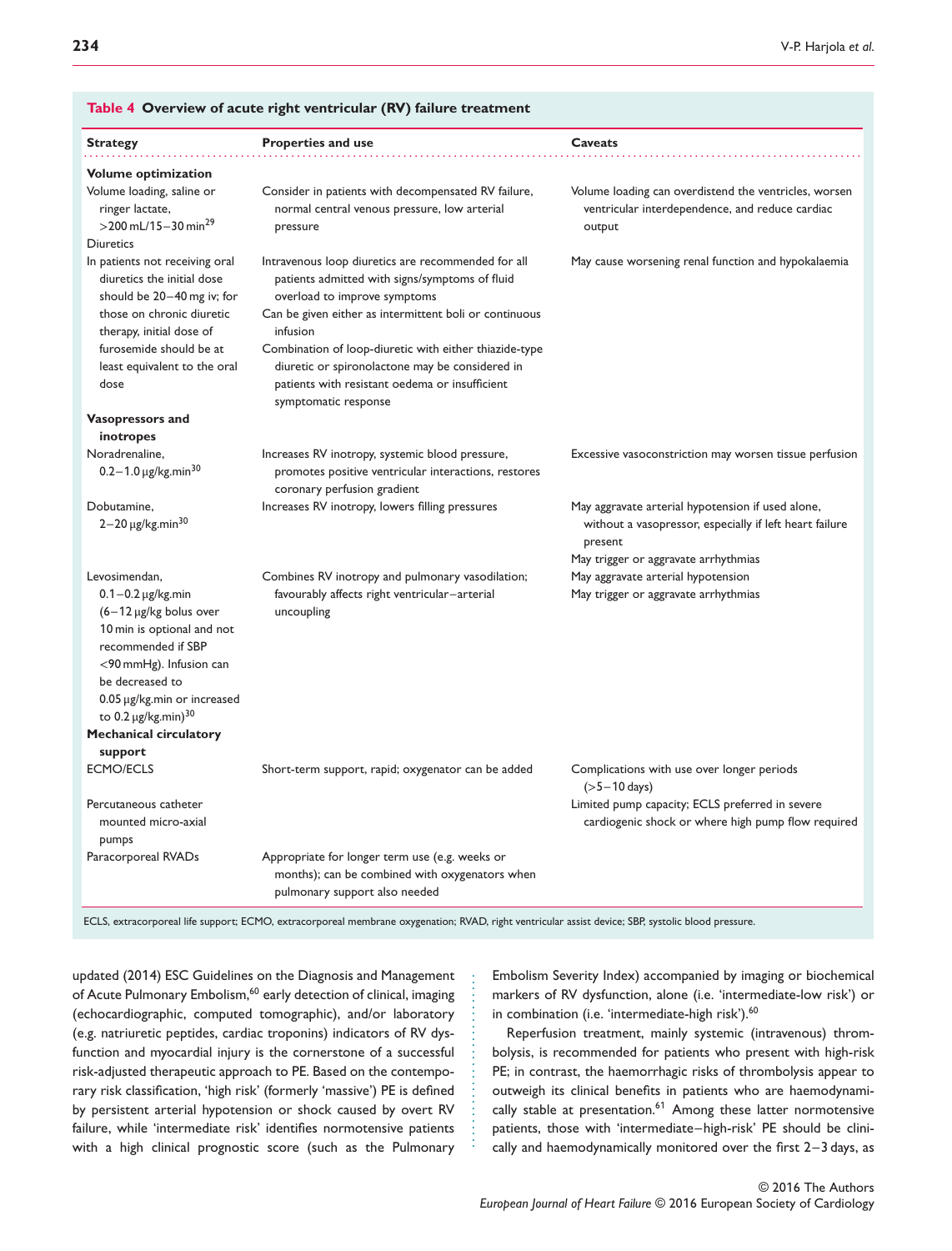**Table 4 Overview of acute right ventricular (RV) failure treatment**

| Strategy | Properties and use | Caveats |
| --- | --- | --- |
| **Volume optimization** | | |
| Volume loading, saline or ringer lactate, >200 mL/15–30 min[29] | Consider in patients with decompensated RV failure, normal central venous pressure, low arterial pressure | Volume loading can overdistend the ventricles, worsen ventricular interdependence, and reduce cardiac output |
| Diuretics | | |
| In patients not receiving oral diuretics the initial dose should be 20–40 mg iv; for those on chronic diuretic therapy, initial dose of furosemide should be at least equivalent to the oral dose | Intravenous loop diuretics are recommended for all patients admitted with signs/symptoms of fluid overload to improve symptoms<br>Can be given either as intermittent boli or continuous infusion<br>Combination of loop-diuretic with either thiazide-type diuretic or spironolactone may be considered in patients with resistant oedema or insufficient symptomatic response | May cause worsening renal function and hypokalaemia |
| **Vasopressors and inotropes** | | |
| Noradrenaline, 0.2–1.0 μg/kg.min[30] | Increases RV inotropy, systemic blood pressure, promotes positive ventricular interactions, restores coronary perfusion gradient | Excessive vasoconstriction may worsen tissue perfusion |
| Dobutamine, 2–20 μg/kg.min[30] | Increases RV inotropy, lowers filling pressures | May aggravate arterial hypotension if used alone, without a vasopressor, especially if left heart failure present<br>May trigger or aggravate arrhythmias |
| Levosimendan, 0.1–0.2 μg/kg.min (6–12 μg/kg bolus over 10 min is optional and not recommended if SBP <90 mmHg). Infusion can be decreased to 0.05 μg/kg.min or increased to 0.2 μg/kg.min)[30] | Combines RV inotropy and pulmonary vasodilation; favourably affects right ventricular–arterial uncoupling | May aggravate arterial hypotension<br>May trigger or aggravate arrhythmias |
| **Mechanical circulatory support** | | |
| ECMO/ECLS | Short-term support, rapid; oxygenator can be added | Complications with use over longer periods (>5–10 days) |
| Percutaneous catheter mounted micro-axial pumps | | Limited pump capacity; ECLS preferred in severe cardiogenic shock or where high pump flow required |
| Paracorporeal RVADs | Appropriate for longer term use (e.g. weeks or months); can be combined with oxygenators when pulmonary support also needed | |

ECLS, extracorporeal life support; ECMO, extracorporeal membrane oxygenation; RVAD, right ventricular assist device; SBP, systolic blood pressure.

updated (2014) ESC Guidelines on the Diagnosis and Management of Acute Pulmonary Embolism,[60] early detection of clinical, imaging (echocardiographic, computed tomographic), and/or laboratory (e.g. natriuretic peptides, cardiac troponins) indicators of RV dysfunction and myocardial injury is the cornerstone of a successful risk-adjusted therapeutic approach to PE. Based on the contemporary risk classification, 'high risk' (formerly 'massive') PE is defined by persistent arterial hypotension or shock caused by overt RV failure, while 'intermediate risk' identifies normotensive patients with a high clinical prognostic score (such as the Pulmonary Embolism Severity Index) accompanied by imaging or biochemical markers of RV dysfunction, alone (i.e. 'intermediate-low risk') or in combination (i.e. 'intermediate-high risk').[60]

Reperfusion treatment, mainly systemic (intravenous) thrombolysis, is recommended for patients who present with high-risk PE; in contrast, the haemorrhagic risks of thrombolysis appear to outweigh its clinical benefits in patients who are haemodynamically stable at presentation.[61] Among these latter normotensive patients, those with 'intermediate–high-risk' PE should be clinically and haemodynamically monitored over the first 2–3 days, as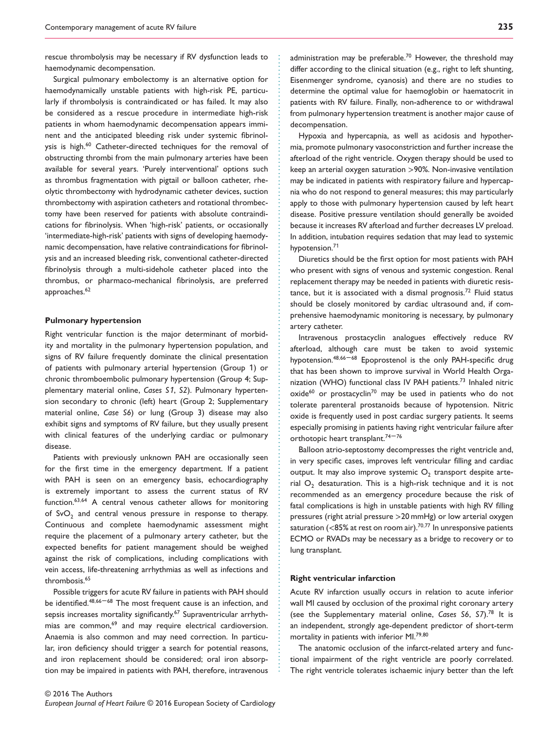rescue thrombolysis may be necessary if RV dysfunction leads to haemodynamic decompensation.

Surgical pulmonary embolectomy is an alternative option for haemodynamically unstable patients with high-risk PE, particularly if thrombolysis is contraindicated or has failed. It may also be considered as a rescue procedure in intermediate high-risk patients in whom haemodynamic decompensation appears imminent and the anticipated bleeding risk under systemic fibrinolysis is high.[60] Catheter-directed techniques for the removal of obstructing thrombi from the main pulmonary arteries have been available for several years. 'Purely interventional' options such as thrombus fragmentation with pigtail or balloon catheter, rheolytic thrombectomy with hydrodynamic catheter devices, suction thrombectomy with aspiration catheters and rotational thrombectomy have been reserved for patients with absolute contraindications for fibrinolysis. When 'high-risk' patients, or occasionally 'intermediate-high-risk' patients with signs of developing haemodynamic decompensation, have relative contraindications for fibrinolysis and an increased bleeding risk, conventional catheter-directed fibrinolysis through a multi-sidehole catheter placed into the thrombus, or pharmaco-mechanical fibrinolysis, are preferred approaches.[62]

### Pulmonary hypertension

Right ventricular function is the major determinant of morbidity and mortality in the pulmonary hypertension population, and signs of RV failure frequently dominate the clinical presentation of patients with pulmonary arterial hypertension (Group 1) or chronic thromboembolic pulmonary hypertension (Group 4; Supplementary material online, *Cases S1*, *S2*). Pulmonary hypertension secondary to chronic (left) heart (Group 2; Supplementary material online, *Case S6*) or lung (Group 3) disease may also exhibit signs and symptoms of RV failure, but they usually present with clinical features of the underlying cardiac or pulmonary disease.

Patients with previously unknown PAH are occasionally seen for the first time in the emergency department. If a patient with PAH is seen on an emergency basis, echocardiography is extremely important to assess the current status of RV function.[63,64] A central venous catheter allows for monitoring of $SvO_2$ and central venous pressure in response to therapy. Continuous and complete haemodynamic assessment might require the placement of a pulmonary artery catheter, but the expected benefits for patient management should be weighed against the risk of complications, including complications with vein access, life-threatening arrhythmias as well as infections and thrombosis.[65]

Possible triggers for acute RV failure in patients with PAH should be identified.[48,66–68] The most frequent cause is an infection, and sepsis increases mortality significantly.[67] Supraventricular arrhythmias are common,[69] and may require electrical cardioversion. Anaemia is also common and may need correction. In particular, iron deficiency should trigger a search for potential reasons, and iron replacement should be considered; oral iron absorption may be impaired in patients with PAH, therefore, intravenous administration may be preferable.[70] However, the threshold may differ according to the clinical situation (e.g., right to left shunting, Eisenmenger syndrome, cyanosis) and there are no studies to determine the optimal value for haemoglobin or haematocrit in patients with RV failure. Finally, non-adherence to or withdrawal from pulmonary hypertension treatment is another major cause of decompensation.

Hypoxia and hypercapnia, as well as acidosis and hypothermia, promote pulmonary vasoconstriction and further increase the afterload of the right ventricle. Oxygen therapy should be used to keep an arterial oxygen saturation >90%. Non-invasive ventilation may be indicated in patients with respiratory failure and hypercapnia who do not respond to general measures; this may particularly apply to those with pulmonary hypertension caused by left heart disease. Positive pressure ventilation should generally be avoided because it increases RV afterload and further decreases LV preload. In addition, intubation requires sedation that may lead to systemic hypotension.[71]

Diuretics should be the first option for most patients with PAH who present with signs of venous and systemic congestion. Renal replacement therapy may be needed in patients with diuretic resistance, but it is associated with a dismal prognosis.[72] Fluid status should be closely monitored by cardiac ultrasound and, if comprehensive haemodynamic monitoring is necessary, by pulmonary artery catheter.

Intravenous prostacyclin analogues effectively reduce RV afterload, although care must be taken to avoid systemic hypotension.[48,66–68] Epoprostenol is the only PAH-specific drug that has been shown to improve survival in World Health Organization (WHO) functional class IV PAH patients.[73] Inhaled nitric oxide[60] or prostacyclin[70] may be used in patients who do not tolerate parenteral prostanoids because of hypotension. Nitric oxide is frequently used in post cardiac surgery patients. It seems especially promising in patients having right ventricular failure after orthotopic heart transplant.[74–76]

Balloon atrio-septostomy decompresses the right ventricle and, in very specific cases, improves left ventricular filling and cardiac output. It may also improve systemic $O_2$ transport despite arterial $O_2$ desaturation. This is a high-risk technique and it is not recommended as an emergency procedure because the risk of fatal complications is high in unstable patients with high RV filling pressures (right atrial pressure >20 mmHg) or low arterial oxygen saturation (<85% at rest on room air).[70,77] In unresponsive patients ECMO or RVADs may be necessary as a bridge to recovery or to lung transplant.

### Right ventricular infarction

Acute RV infarction usually occurs in relation to acute inferior wall MI caused by occlusion of the proximal right coronary artery (see the Supplementary material online, *Cases S6*, *S7*).[78] It is an independent, strongly age-dependent predictor of short-term mortality in patients with inferior MI.[79,80]

The anatomic occlusion of the infarct-related artery and functional impairment of the right ventricle are poorly correlated. The right ventricle tolerates ischaemic injury better than the left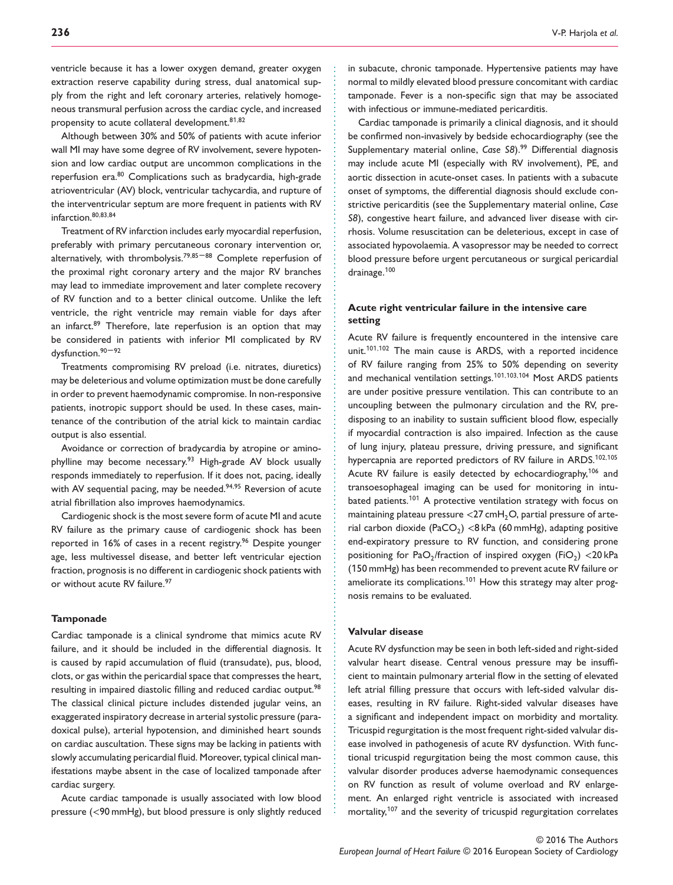ventricle because it has a lower oxygen demand, greater oxygen extraction reserve capability during stress, dual anatomical supply from the right and left coronary arteries, relatively homogeneous transmural perfusion across the cardiac cycle, and increased propensity to acute collateral development.[81,82]

Although between 30% and 50% of patients with acute inferior wall MI may have some degree of RV involvement, severe hypotension and low cardiac output are uncommon complications in the reperfusion era.[80] Complications such as bradycardia, high-grade atrioventricular (AV) block, ventricular tachycardia, and rupture of the interventricular septum are more frequent in patients with RV infarction.[80,83,84]

Treatment of RV infarction includes early myocardial reperfusion, preferably with primary percutaneous coronary intervention or, alternatively, with thrombolysis.[79,85–88] Complete reperfusion of the proximal right coronary artery and the major RV branches may lead to immediate improvement and later complete recovery of RV function and to a better clinical outcome. Unlike the left ventricle, the right ventricle may remain viable for days after an infarct.[89] Therefore, late reperfusion is an option that may be considered in patients with inferior MI complicated by RV dysfunction.[90–92]

Treatments compromising RV preload (i.e. nitrates, diuretics) may be deleterious and volume optimization must be done carefully in order to prevent haemodynamic compromise. In non-responsive patients, inotropic support should be used. In these cases, maintenance of the contribution of the atrial kick to maintain cardiac output is also essential.

Avoidance or correction of bradycardia by atropine or aminophylline may become necessary.[93] High-grade AV block usually responds immediately to reperfusion. If it does not, pacing, ideally with AV sequential pacing, may be needed.[94,95] Reversion of acute atrial fibrillation also improves haemodynamics.

Cardiogenic shock is the most severe form of acute MI and acute RV failure as the primary cause of cardiogenic shock has been reported in 16% of cases in a recent registry.[96] Despite younger age, less multivessel disease, and better left ventricular ejection fraction, prognosis is no different in cardiogenic shock patients with or without acute RV failure.[97]

### Tamponade

Cardiac tamponade is a clinical syndrome that mimics acute RV failure, and it should be included in the differential diagnosis. It is caused by rapid accumulation of fluid (transudate), pus, blood, clots, or gas within the pericardial space that compresses the heart, resulting in impaired diastolic filling and reduced cardiac output.[98] The classical clinical picture includes distended jugular veins, an exaggerated inspiratory decrease in arterial systolic pressure (paradoxical pulse), arterial hypotension, and diminished heart sounds on cardiac auscultation. These signs may be lacking in patients with slowly accumulating pericardial fluid. Moreover, typical clinical manifestations maybe absent in the case of localized tamponade after cardiac surgery.

Acute cardiac tamponade is usually associated with low blood pressure (<90 mmHg), but blood pressure is only slightly reduced in subacute, chronic tamponade. Hypertensive patients may have normal to mildly elevated blood pressure concomitant with cardiac tamponade. Fever is a non-specific sign that may be associated with infectious or immune-mediated pericarditis.

Cardiac tamponade is primarily a clinical diagnosis, and it should be confirmed non-invasively by bedside echocardiography (see the Supplementary material online, *Case S8*).[99] Differential diagnosis may include acute MI (especially with RV involvement), PE, and aortic dissection in acute-onset cases. In patients with a subacute onset of symptoms, the differential diagnosis should exclude constrictive pericarditis (see the Supplementary material online, *Case S8*), congestive heart failure, and advanced liver disease with cirrhosis. Volume resuscitation can be deleterious, except in case of associated hypovolaemia. A vasopressor may be needed to correct blood pressure before urgent percutaneous or surgical pericardial drainage.[100]

### Acute right ventricular failure in the intensive care setting

Acute RV failure is frequently encountered in the intensive care unit.[101,102] The main cause is ARDS, with a reported incidence of RV failure ranging from 25% to 50% depending on severity and mechanical ventilation settings.[101,103,104] Most ARDS patients are under positive pressure ventilation. This can contribute to an uncoupling between the pulmonary circulation and the RV, predisposing to an inability to sustain sufficient blood flow, especially if myocardial contraction is also impaired. Infection as the cause of lung injury, plateau pressure, driving pressure, and significant hypercapnia are reported predictors of RV failure in ARDS.[102,105] Acute RV failure is easily detected by echocardiography,[106] and transoesophageal imaging can be used for monitoring in intubated patients.[101] A protective ventilation strategy with focus on maintaining plateau pressure <27 cm$H_2O$, partial pressure of arterial carbon dioxide ($PaCO_2$) <8 kPa (60 mmHg), adapting positive end-expiratory pressure to RV function, and considering prone positioning for $PaO_2$/fraction of inspired oxygen ($FiO_2$) <20 kPa (150 mmHg) has been recommended to prevent acute RV failure or ameliorate its complications.[101] How this strategy may alter prognosis remains to be evaluated.

### Valvular disease

Acute RV dysfunction may be seen in both left-sided and right-sided valvular heart disease. Central venous pressure may be insufficient to maintain pulmonary arterial flow in the setting of elevated left atrial filling pressure that occurs with left-sided valvular diseases, resulting in RV failure. Right-sided valvular diseases have a significant and independent impact on morbidity and mortality. Tricuspid regurgitation is the most frequent right-sided valvular disease involved in pathogenesis of acute RV dysfunction. With functional tricuspid regurgitation being the most common cause, this valvular disorder produces adverse haemodynamic consequences on RV function as result of volume overload and RV enlargement. An enlarged right ventricle is associated with increased mortality,[107] and the severity of tricuspid regurgitation correlates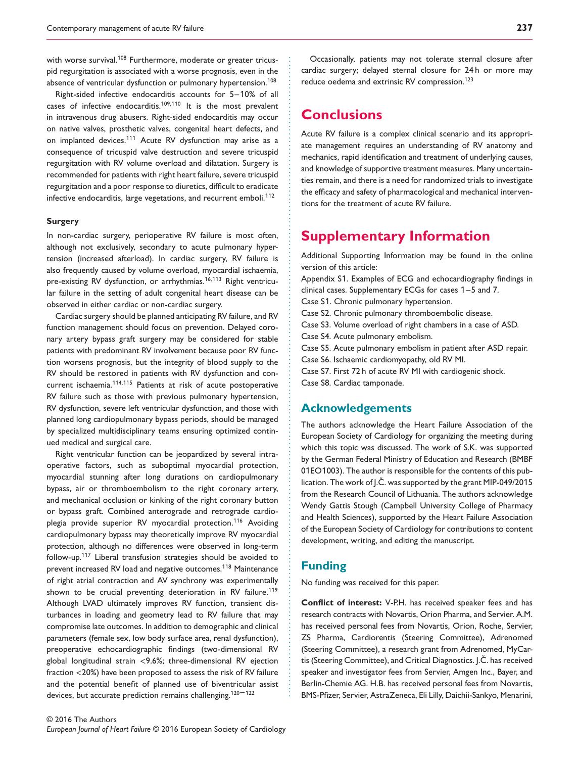with worse survival.[108] Furthermore, moderate or greater tricuspid regurgitation is associated with a worse prognosis, even in the absence of ventricular dysfunction or pulmonary hypertension.[108]

Right-sided infective endocarditis accounts for 5–10% of all cases of infective endocarditis.[109,110] It is the most prevalent in intravenous drug abusers. Right-sided endocarditis may occur on native valves, prosthetic valves, congenital heart defects, and on implanted devices.[111] Acute RV dysfunction may arise as a consequence of tricuspid valve destruction and severe tricuspid regurgitation with RV volume overload and dilatation. Surgery is recommended for patients with right heart failure, severe tricuspid regurgitation and a poor response to diuretics, difficult to eradicate infective endocarditis, large vegetations, and recurrent emboli.[112]

### Surgery

In non-cardiac surgery, perioperative RV failure is most often, although not exclusively, secondary to acute pulmonary hypertension (increased afterload). In cardiac surgery, RV failure is also frequently caused by volume overload, myocardial ischaemia, pre-existing RV dysfunction, or arrhythmias.[16,113] Right ventricular failure in the setting of adult congenital heart disease can be observed in either cardiac or non-cardiac surgery.

Cardiac surgery should be planned anticipating RV failure, and RV function management should focus on prevention. Delayed coronary artery bypass graft surgery may be considered for stable patients with predominant RV involvement because poor RV function worsens prognosis, but the integrity of blood supply to the RV should be restored in patients with RV dysfunction and concurrent ischaemia.[114,115] Patients at risk of acute postoperative RV failure such as those with previous pulmonary hypertension, RV dysfunction, severe left ventricular dysfunction, and those with planned long cardiopulmonary bypass periods, should be managed by specialized multidisciplinary teams ensuring optimized continued medical and surgical care.

Right ventricular function can be jeopardized by several intraoperative factors, such as suboptimal myocardial protection, myocardial stunning after long durations on cardiopulmonary bypass, air or thromboembolism to the right coronary artery, and mechanical occlusion or kinking of the right coronary button or bypass graft. Combined anterograde and retrograde cardioplegia provide superior RV myocardial protection.[116] Avoiding cardiopulmonary bypass may theoretically improve RV myocardial protection, although no differences were observed in long-term follow-up.[117] Liberal transfusion strategies should be avoided to prevent increased RV load and negative outcomes.[118] Maintenance of right atrial contraction and AV synchrony was experimentally shown to be crucial preventing deterioration in RV failure.[119] Although LVAD ultimately improves RV function, transient disturbances in loading and geometry lead to RV failure that may compromise late outcomes. In addition to demographic and clinical parameters (female sex, low body surface area, renal dysfunction), preoperative echocardiographic findings (two-dimensional RV global longitudinal strain <9.6%; three-dimensional RV ejection fraction <20%) have been proposed to assess the risk of RV failure and the potential benefit of planned use of biventricular assist devices, but accurate prediction remains challenging.[120–122]

Occasionally, patients may not tolerate sternal closure after cardiac surgery; delayed sternal closure for 24 h or more may reduce oedema and extrinsic RV compression.[123]

# Conclusions

Acute RV failure is a complex clinical scenario and its appropriate management requires an understanding of RV anatomy and mechanics, rapid identification and treatment of underlying causes, and knowledge of supportive treatment measures. Many uncertainties remain, and there is a need for randomized trials to investigate the efficacy and safety of pharmacological and mechanical interventions for the treatment of acute RV failure.

# Supplementary Information

Additional Supporting Information may be found in the online version of this article:

Appendix S1. Examples of ECG and echocardiography findings in clinical cases. Supplementary ECGs for cases 1–5 and 7.

Case S1. Chronic pulmonary hypertension.

Case S2. Chronic pulmonary thromboembolic disease.

Case S3. Volume overload of right chambers in a case of ASD.

Case S4. Acute pulmonary embolism.

Case S5. Acute pulmonary embolism in patient after ASD repair.

Case S6. Ischaemic cardiomyopathy, old RV MI.

Case S7. First 72 h of acute RV MI with cardiogenic shock.

Case S8. Cardiac tamponade.

## Acknowledgements

The authors acknowledge the Heart Failure Association of the European Society of Cardiology for organizing the meeting during which this topic was discussed. The work of S.K. was supported by the German Federal Ministry of Education and Research (BMBF 01EO1003). The author is responsible for the contents of this publication. The work of J.Č. was supported by the grant MIP-049/2015 from the Research Council of Lithuania. The authors acknowledge Wendy Gattis Stough (Campbell University College of Pharmacy and Health Sciences), supported by the Heart Failure Association of the European Society of Cardiology for contributions to content development, writing, and editing the manuscript.

## Funding

No funding was received for this paper.

**Conflict of interest:** V-P.H. has received speaker fees and has research contracts with Novartis, Orion Pharma, and Servier. A.M. has received personal fees from Novartis, Orion, Roche, Servier, ZS Pharma, Cardiorentis (Steering Committee), Adrenomed (Steering Committee), a research grant from Adrenomed, MyCartis (Steering Committee), and Critical Diagnostics. J.Č. has received speaker and investigator fees from Servier, Amgen Inc., Bayer, and Berlin-Chemie AG. H.B. has received personal fees from Novartis, BMS-Pfizer, Servier, AstraZeneca, Eli Lilly, Daichii-Sankyo, Menarini,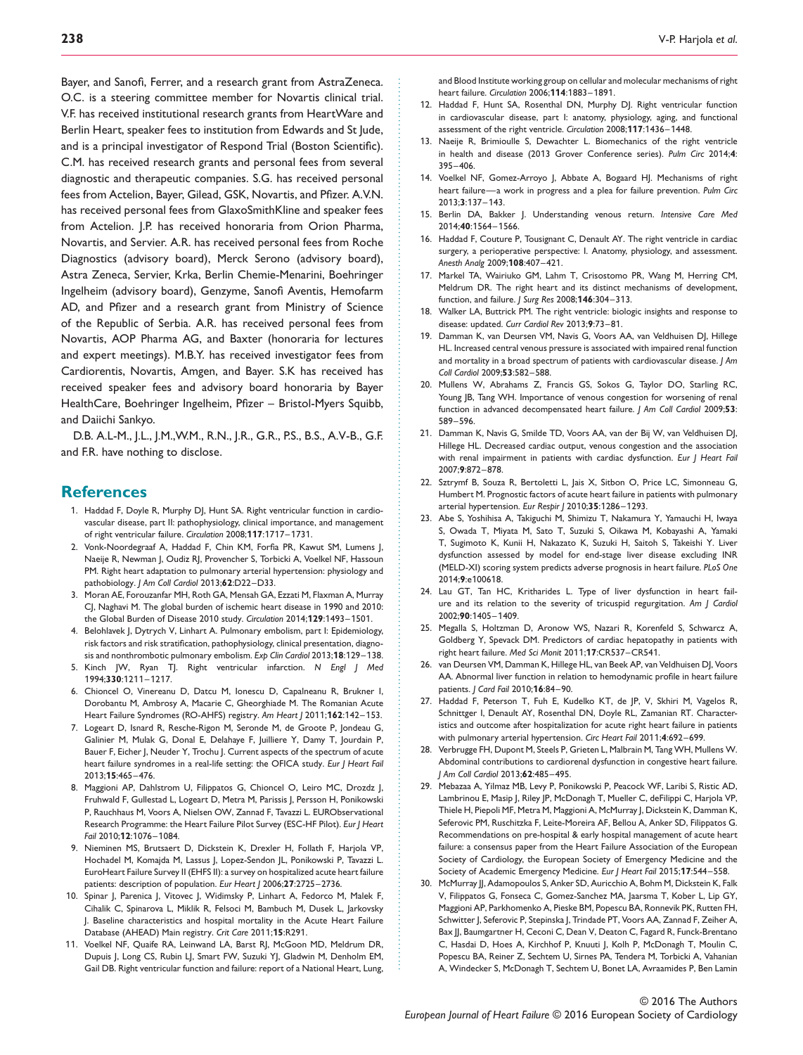Bayer, and Sanofi, Ferrer, and a research grant from AstraZeneca. O.C. is a steering committee member for Novartis clinical trial. V.F. has received institutional research grants from HeartWare and Berlin Heart, speaker fees to institution from Edwards and St Jude, and is a principal investigator of Respond Trial (Boston Scientific). C.M. has received research grants and personal fees from several diagnostic and therapeutic companies. S.G. has received personal fees from Actelion, Bayer, Gilead, GSK, Novartis, and Pfizer. A.V.N. has received personal fees from GlaxoSmithKline and speaker fees from Actelion. J.P. has received honoraria from Orion Pharma, Novartis, and Servier. A.R. has received personal fees from Roche Diagnostics (advisory board), Merck Serono (advisory board), Astra Zeneca, Servier, Krka, Berlin Chemie-Menarini, Boehringer Ingelheim (advisory board), Genzyme, Sanofi Aventis, Hemofarm AD, and Pfizer and a research grant from Ministry of Science of the Republic of Serbia. A.R. has received personal fees from Novartis, AOP Pharma AG, and Baxter (honoraria for lectures and expert meetings). M.B.Y. has received investigator fees from Cardiorentis, Novartis, Amgen, and Bayer. S.K has received has received speaker fees and advisory board honoraria by Bayer HealthCare, Boehringer Ingelheim, Pfizer – Bristol-Myers Squibb, and Daiichi Sankyo.

D.B. A.L-M., J.L., J.M.,W.M., R.N., J.R., G.R., P.S., B.S., A.V-B., G.F. and F.R. have nothing to disclose.

## References

1. Haddad F, Doyle R, Murphy DJ, Hunt SA. Right ventricular function in cardiovascular disease, part II: pathophysiology, clinical importance, and management of right ventricular failure. *Circulation* 2008;**117**:1717–1731.
2. Vonk-Noordegraaf A, Haddad F, Chin KM, Forfia PR, Kawut SM, Lumens J, Naeije R, Newman J, Oudiz RJ, Provencher S, Torbicki A, Voelkel NF, Hassoun PM. Right heart adaptation to pulmonary arterial hypertension: physiology and pathobiology. *J Am Coll Cardiol* 2013;**62**:D22–D33.
3. Moran AE, Forouzanfar MH, Roth GA, Mensah GA, Ezzati M, Flaxman A, Murray CJ, Naghavi M. The global burden of ischemic heart disease in 1990 and 2010: the Global Burden of Disease 2010 study. *Circulation* 2014;**129**:1493–1501.
4. Belohlavek J, Dytrych V, Linhart A. Pulmonary embolism, part I: Epidemiology, risk factors and risk stratification, pathophysiology, clinical presentation, diagnosis and nonthrombotic pulmonary embolism. *Exp Clin Cardiol* 2013;**18**:129–138.
5. Kinch JW, Ryan TJ. Right ventricular infarction. *N Engl J Med* 1994;**330**:1211–1217.
6. Chioncel O, Vinereanu D, Datcu M, Ionescu D, Capalneanu R, Brukner I, Dorobantu M, Ambrosy A, Macarie C, Gheorghiade M. The Romanian Acute Heart Failure Syndromes (RO-AHFS) registry. *Am Heart J* 2011;**162**:142–153.
7. Logeart D, Isnard R, Resche-Rigon M, Seronde M, de Groote P, Jondeau G, Galinier M, Mulak G, Donal E, Delahaye F, Juilliere Y, Damy T, Jourdain P, Bauer F, Eicher J, Neuder Y, Trochu J. Current aspects of the spectrum of acute heart failure syndromes in a real-life setting: the OFICA study. *Eur J Heart Fail* 2013;**15**:465–476.
8. Maggioni AP, Dahlstrom U, Filippatos G, Chioncel O, Leiro MC, Drozdz J, Fruhwald F, Gullestad L, Logeart D, Metra M, Parissis J, Persson H, Ponikowski P, Rauchhaus M, Voors A, Nielsen OW, Zannad F, Tavazzi L. EURObservational Research Programme: the Heart Failure Pilot Survey (ESC-HF Pilot). *Eur J Heart Fail* 2010;**12**:1076–1084.
9. Nieminen MS, Brutsaert D, Dickstein K, Drexler H, Follath F, Harjola VP, Hochadel M, Komajda M, Lassus J, Lopez-Sendon JL, Ponikowski P, Tavazzi L. EuroHeart Failure Survey II (EHFS II): a survey on hospitalized acute heart failure patients: description of population. *Eur Heart J* 2006;**27**:2725–2736.
10. Spinar J, Parenica J, Vitovec J, Widimsky P, Linhart A, Fedorco M, Malek F, Cihalik C, Spinarova L, Miklik R, Felsoci M, Bambuch M, Dusek L, Jarkovsky J. Baseline characteristics and hospital mortality in the Acute Heart Failure Database (AHEAD) Main registry. *Crit Care* 2011;**15**:R291.
11. Voelkel NF, Quaife RA, Leinwand LA, Barst RJ, McGoon MD, Meldrum DR, Dupuis J, Long CS, Rubin LJ, Smart FW, Suzuki YJ, Gladwin M, Denholm EM, Gail DB. Right ventricular function and failure: report of a National Heart, Lung, and Blood Institute working group on cellular and molecular mechanisms of right heart failure. *Circulation* 2006;**114**:1883–1891.
12. Haddad F, Hunt SA, Rosenthal DN, Murphy DJ. Right ventricular function in cardiovascular disease, part I: anatomy, physiology, aging, and functional assessment of the right ventricle. *Circulation* 2008;**117**:1436–1448.
13. Naeije R, Brimioulle S, Dewachter L. Biomechanics of the right ventricle in health and disease (2013 Grover Conference series). *Pulm Circ* 2014;**4**: 395–406.
14. Voelkel NF, Gomez-Arroyo J, Abbate A, Bogaard HJ. Mechanisms of right heart failure—a work in progress and a plea for failure prevention. *Pulm Circ* 2013;**3**:137–143.
15. Berlin DA, Bakker J. Understanding venous return. *Intensive Care Med* 2014;**40**:1564–1566.
16. Haddad F, Couture P, Tousignant C, Denault AY. The right ventricle in cardiac surgery, a perioperative perspective: I. Anatomy, physiology, and assessment. *Anesth Analg* 2009;**108**:407–421.
17. Markel TA, Wairiuko GM, Lahm T, Crisostomo PR, Wang M, Herring CM, Meldrum DR. The right heart and its distinct mechanisms of development, function, and failure. *J Surg Res* 2008;**146**:304–313.
18. Walker LA, Buttrick PM. The right ventricle: biologic insights and response to disease: updated. *Curr Cardiol Rev* 2013;**9**:73–81.
19. Damman K, van Deursen VM, Navis G, Voors AA, van Veldhuisen DJ, Hillege HL. Increased central venous pressure is associated with impaired renal function and mortality in a broad spectrum of patients with cardiovascular disease. *J Am Coll Cardiol* 2009;**53**:582–588.
20. Mullens W, Abrahams Z, Francis GS, Sokos G, Taylor DO, Starling RC, Young JB, Tang WH. Importance of venous congestion for worsening of renal function in advanced decompensated heart failure. *J Am Coll Cardiol* 2009;**53**: 589–596.
21. Damman K, Navis G, Smilde TD, Voors AA, van der Bij W, van Veldhuisen DJ, Hillege HL. Decreased cardiac output, venous congestion and the association with renal impairment in patients with cardiac dysfunction. *Eur J Heart Fail* 2007;**9**:872–878.
22. Sztrymf B, Souza R, Bertoletti L, Jais X, Sitbon O, Price LC, Simonneau G, Humbert M. Prognostic factors of acute heart failure in patients with pulmonary arterial hypertension. *Eur Respir J* 2010;**35**:1286–1293.
23. Abe S, Yoshihisa A, Takiguchi M, Shimizu T, Nakamura Y, Yamauchi H, Iwaya S, Owada T, Miyata M, Sato T, Suzuki S, Oikawa M, Kobayashi A, Yamaki T, Sugimoto K, Kunii H, Nakazato K, Suzuki H, Saitoh S, Takeishi Y. Liver dysfunction assessed by model for end-stage liver disease excluding INR (MELD-XI) scoring system predicts adverse prognosis in heart failure. *PLoS One* 2014;**9**:e100618.
24. Lau GT, Tan HC, Kritharides L. Type of liver dysfunction in heart failure and its relation to the severity of tricuspid regurgitation. *Am J Cardiol* 2002;**90**:1405–1409.
25. Megalla S, Holtzman D, Aronow WS, Nazari R, Korenfeld S, Schwarcz A, Goldberg Y, Spevack DM. Predictors of cardiac hepatopathy in patients with right heart failure. *Med Sci Monit* 2011;**17**:CR537–CR541.
26. van Deursen VM, Damman K, Hillege HL, van Beek AP, van Veldhuisen DJ, Voors AA. Abnormal liver function in relation to hemodynamic profile in heart failure patients. *J Card Fail* 2010;**16**:84–90.
27. Haddad F, Peterson T, Fuh E, Kudelko KT, de JP, V, Skhiri M, Vagelos R, Schnittger I, Denault AY, Rosenthal DN, Doyle RL, Zamanian RT. Characteristics and outcome after hospitalization for acute right heart failure in patients with pulmonary arterial hypertension. *Circ Heart Fail* 2011;**4**:692–699.
28. Verbrugge FH, Dupont M, Steels P, Grieten L, Malbrain M, Tang WH, Mullens W. Abdominal contributions to cardiorenal dysfunction in congestive heart failure. *J Am Coll Cardiol* 2013;**62**:485–495.
29. Mebazaa A, Yilmaz MB, Levy P, Ponikowski P, Peacock WF, Laribi S, Ristic AD, Lambrinou E, Masip J, Riley JP, McDonagh T, Mueller C, deFilippi C, Harjola VP, Thiele H, Piepoli MF, Metra M, Maggioni A, McMurray J, Dickstein K, Damman K, Seferovic PM, Ruschitzka F, Leite-Moreira AF, Bellou A, Anker SD, Filippatos G. Recommendations on pre-hospital & early hospital management of acute heart failure: a consensus paper from the Heart Failure Association of the European Society of Cardiology, the European Society of Emergency Medicine and the Society of Academic Emergency Medicine. *Eur J Heart Fail* 2015;**17**:544–558.
30. McMurray JJ, Adamopoulos S, Anker SD, Auricchio A, Bohm M, Dickstein K, Falk V, Filippatos G, Fonseca C, Gomez-Sanchez MA, Jaarsma T, Kober L, Lip GY, Maggioni AP, Parkhomenko A, Pieske BM, Popescu BA, Ronnevik PK, Rutten FH, Schwitter J, Seferovic P, Stepinska J, Trindade PT, Voors AA, Zannad F, Zeiher A, Bax JJ, Baumgartner H, Ceconi C, Dean V, Deaton C, Fagard R, Funck-Brentano C, Hasdai D, Hoes A, Kirchhof P, Knuuti J, Kolh P, McDonagh T, Moulin C, Popescu BA, Reiner Z, Sechtem U, Sirnes PA, Tendera M, Torbicki A, Vahanian A, Windecker S, McDonagh T, Sechtem U, Bonet LA, Avraamides P, Ben Lamin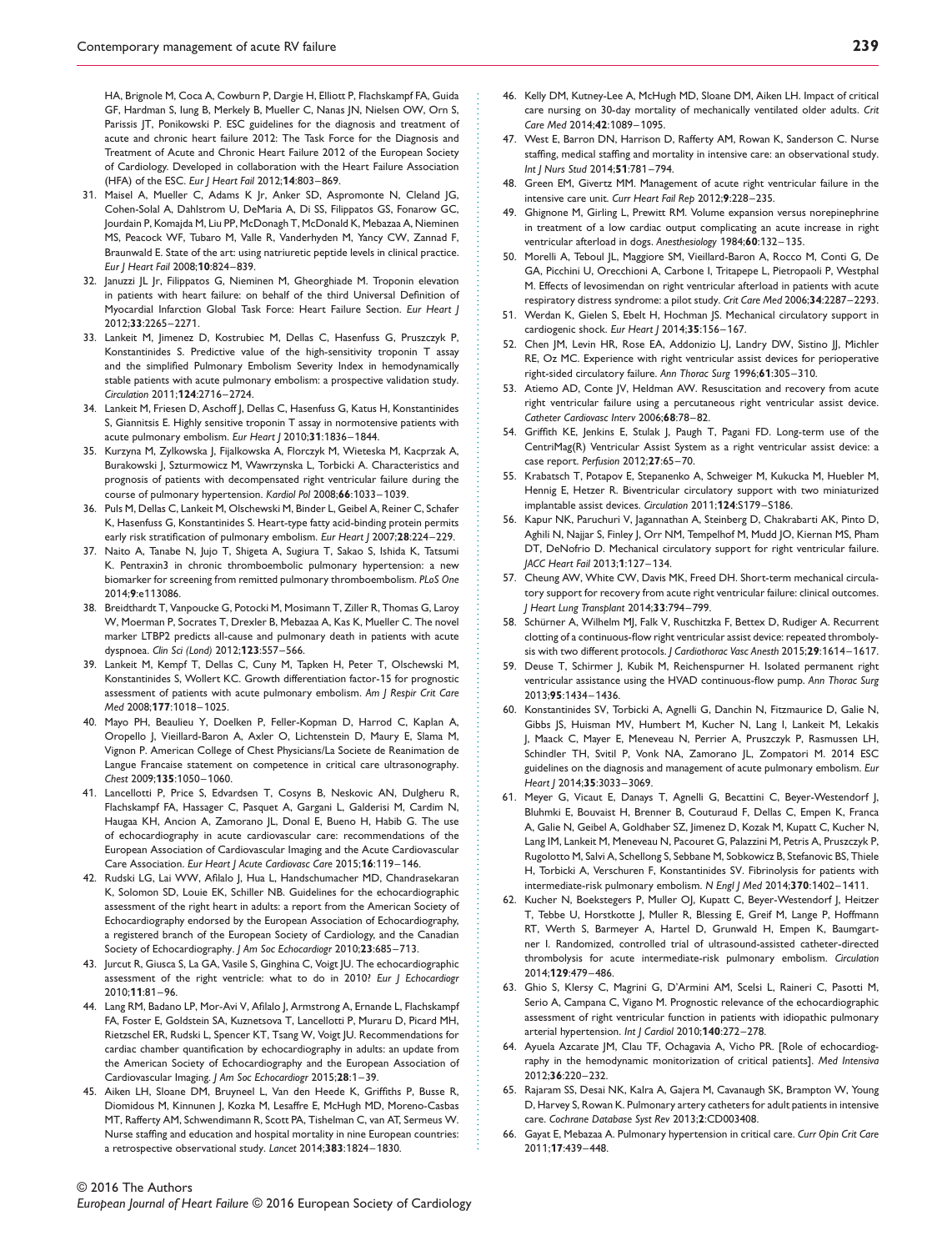HA, Brignole M, Coca A, Cowburn P, Dargie H, Elliott P, Flachskampf FA, Guida GF, Hardman S, Iung B, Merkely B, Mueller C, Nanas JN, Nielsen OW, Orn S, Parissis JT, Ponikowski P. ESC guidelines for the diagnosis and treatment of acute and chronic heart failure 2012: The Task Force for the Diagnosis and Treatment of Acute and Chronic Heart Failure 2012 of the European Society of Cardiology. Developed in collaboration with the Heart Failure Association (HFA) of the ESC. *Eur J Heart Fail* 2012;**14**:803–869.

31. Maisel A, Mueller C, Adams K Jr, Anker SD, Aspromonte N, Cleland JG, Cohen-Solal A, Dahlstrom U, DeMaria A, Di SS, Filippatos GS, Fonarow GC, Jourdain P, Komajda M, Liu PP, McDonagh T, McDonald K, Mebazaa A, Nieminen MS, Peacock WF, Tubaro M, Valle R, Vanderhyden M, Yancy CW, Zannad F, Braunwald E. State of the art: using natriuretic peptide levels in clinical practice. *Eur J Heart Fail* 2008;**10**:824–839.
32. Januzzi JL Jr, Filippatos G, Nieminen M, Gheorghiade M. Troponin elevation in patients with heart failure: on behalf of the third Universal Definition of Myocardial Infarction Global Task Force: Heart Failure Section. *Eur Heart J* 2012;**33**:2265–2271.
33. Lankeit M, Jimenez D, Kostrubiec M, Dellas C, Hasenfuss G, Pruszczyk P, Konstantinides S. Predictive value of the high-sensitivity troponin T assay and the simplified Pulmonary Embolism Severity Index in hemodynamically stable patients with acute pulmonary embolism: a prospective validation study. *Circulation* 2011;**124**:2716–2724.
34. Lankeit M, Friesen D, Aschoff J, Dellas C, Hasenfuss G, Katus H, Konstantinides S, Giannitsis E. Highly sensitive troponin T assay in normotensive patients with acute pulmonary embolism. *Eur Heart J* 2010;**31**:1836–1844.
35. Kurzyna M, Zylkowska J, Fijalkowska A, Florczyk M, Wieteska M, Kacprzak A, Burakowski J, Szturmowicz M, Wawrzynska L, Torbicki A. Characteristics and prognosis of patients with decompensated right ventricular failure during the course of pulmonary hypertension. *Kardiol Pol* 2008;**66**:1033–1039.
36. Puls M, Dellas C, Lankeit M, Olschewski M, Binder L, Geibel A, Reiner C, Schafer K, Hasenfuss G, Konstantinides S. Heart-type fatty acid-binding protein permits early risk stratification of pulmonary embolism. *Eur Heart J* 2007;**28**:224–229.
37. Naito A, Tanabe N, Jujo T, Shigeta A, Sugiura T, Sakao S, Ishida K, Tatsumi K. Pentraxin3 in chronic thromboembolic pulmonary hypertension: a new biomarker for screening from remitted pulmonary thromboembolism. *PLoS One* 2014;**9**:e113086.
38. Breidthardt T, Vanpoucke G, Potocki M, Mosimann T, Ziller R, Thomas G, Laroy W, Moerman P, Socrates T, Drexler B, Mebazaa A, Kas K, Mueller C. The novel marker LTBP2 predicts all-cause and pulmonary death in patients with acute dyspnoea. *Clin Sci (Lond)* 2012;**123**:557–566.
39. Lankeit M, Kempf T, Dellas C, Cuny M, Tapken H, Peter T, Olschewski M, Konstantinides S, Wollert KC. Growth differentiation factor-15 for prognostic assessment of patients with acute pulmonary embolism. *Am J Respir Crit Care Med* 2008;**177**:1018–1025.
40. Mayo PH, Beaulieu Y, Doelken P, Feller-Kopman D, Harrod C, Kaplan A, Oropello J, Vieillard-Baron A, Axler O, Lichtenstein D, Maury E, Slama M, Vignon P. American College of Chest Physicians/La Societe de Reanimation de Langue Francaise statement on competence in critical care ultrasonography. *Chest* 2009;**135**:1050–1060.
41. Lancellotti P, Price S, Edvardsen T, Cosyns B, Neskovic AN, Dulgheru R, Flachskampf FA, Hassager C, Pasquet A, Gargani L, Galderisi M, Cardim N, Haugaa KH, Ancion A, Zamorano JL, Donal E, Bueno H, Habib G. The use of echocardiography in acute cardiovascular care: recommendations of the European Association of Cardiovascular Imaging and the Acute Cardiovascular Care Association. *Eur Heart J Acute Cardiovasc Care* 2015;**16**:119–146.
42. Rudski LG, Lai WW, Afilalo J, Hua L, Handschumacher MD, Chandrasekaran K, Solomon SD, Louie EK, Schiller NB. Guidelines for the echocardiographic assessment of the right heart in adults: a report from the American Society of Echocardiography endorsed by the European Association of Echocardiography, a registered branch of the European Society of Cardiology, and the Canadian Society of Echocardiography. *J Am Soc Echocardiogr* 2010;**23**:685–713.
43. Jurcut R, Giusca S, La GA, Vasile S, Ginghina C, Voigt JU. The echocardiographic assessment of the right ventricle: what to do in 2010? *Eur J Echocardiogr* 2010;**11**:81–96.
44. Lang RM, Badano LP, Mor-Avi V, Afilalo J, Armstrong A, Ernande L, Flachskampf FA, Foster E, Goldstein SA, Kuznetsova T, Lancellotti P, Muraru D, Picard MH, Rietzschel ER, Rudski L, Spencer KT, Tsang W, Voigt JU. Recommendations for cardiac chamber quantification by echocardiography in adults: an update from the American Society of Echocardiography and the European Association of Cardiovascular Imaging. *J Am Soc Echocardiogr* 2015;**28**:1–39.
45. Aiken LH, Sloane DM, Bruyneel L, Van den Heede K, Griffiths P, Busse R, Diomidous M, Kinnunen J, Kozka M, Lesaffre E, McHugh MD, Moreno-Casbas MT, Rafferty AM, Schwendimann R, Scott PA, Tishelman C, van AT, Sermeus W. Nurse staffing and education and hospital mortality in nine European countries: a retrospective observational study. *Lancet* 2014;**383**:1824–1830.
46. Kelly DM, Kutney-Lee A, McHugh MD, Sloane DM, Aiken LH. Impact of critical care nursing on 30-day mortality of mechanically ventilated older adults. *Crit Care Med* 2014;**42**:1089–1095.
47. West E, Barron DN, Harrison D, Rafferty AM, Rowan K, Sanderson C. Nurse staffing, medical staffing and mortality in intensive care: an observational study. *Int J Nurs Stud* 2014;**51**:781–794.
48. Green EM, Givertz MM. Management of acute right ventricular failure in the intensive care unit. *Curr Heart Fail Rep* 2012;**9**:228–235.
49. Ghignone M, Girling L, Prewitt RM. Volume expansion versus norepinephrine in treatment of a low cardiac output complicating an acute increase in right ventricular afterload in dogs. *Anesthesiology* 1984;**60**:132–135.
50. Morelli A, Teboul JL, Maggiore SM, Vieillard-Baron A, Rocco M, Conti G, De GA, Picchini U, Orecchioni A, Carbone I, Tritapepe L, Pietropaoli P, Westphal M. Effects of levosimendan on right ventricular afterload in patients with acute respiratory distress syndrome: a pilot study. *Crit Care Med* 2006;**34**:2287–2293.
51. Werdan K, Gielen S, Ebelt H, Hochman JS. Mechanical circulatory support in cardiogenic shock. *Eur Heart J* 2014;**35**:156–167.
52. Chen JM, Levin HR, Rose EA, Addonizio LJ, Landry DW, Sistino JJ, Michler RE, Oz MC. Experience with right ventricular assist devices for perioperative right-sided circulatory failure. *Ann Thorac Surg* 1996;**61**:305–310.
53. Atiemo AD, Conte JV, Heldman AW. Resuscitation and recovery from acute right ventricular failure using a percutaneous right ventricular assist device. *Catheter Cardiovasc Interv* 2006;**68**:78–82.
54. Griffith KE, Jenkins E, Stulak J, Paugh T, Pagani FD. Long-term use of the CentriMag(R) Ventricular Assist System as a right ventricular assist device: a case report. *Perfusion* 2012;**27**:65–70.
55. Krabatsch T, Potapov E, Stepanenko A, Schweiger M, Kukucka M, Huebler M, Hennig E, Hetzer R. Biventricular circulatory support with two miniaturized implantable assist devices. *Circulation* 2011;**124**:S179–S186.
56. Kapur NK, Paruchuri V, Jagannathan A, Steinberg D, Chakrabarti AK, Pinto D, Aghili N, Najjar S, Finley J, Orr NM, Tempelhof M, Mudd JO, Kiernan MS, Pham DT, DeNofrio D. Mechanical circulatory support for right ventricular failure. *JACC Heart Fail* 2013;**1**:127–134.
57. Cheung AW, White CW, Davis MK, Freed DH. Short-term mechanical circulatory support for recovery from acute right ventricular failure: clinical outcomes. *J Heart Lung Transplant* 2014;**33**:794–799.
58. Schürner A, Wilhelm MJ, Falk V, Ruschitzka F, Bettex D, Rudiger A. Recurrent clotting of a continuous-flow right ventricular assist device: repeated thrombolysis with two different protocols. *J Cardiothorac Vasc Anesth* 2015;**29**:1614–1617.
59. Deuse T, Schirmer J, Kubik M, Reichenspurner H. Isolated permanent right ventricular assistance using the HVAD continuous-flow pump. *Ann Thorac Surg* 2013;**95**:1434–1436.
60. Konstantinides SV, Torbicki A, Agnelli G, Danchin N, Fitzmaurice D, Galie N, Gibbs JS, Huisman MV, Humbert M, Kucher N, Lang I, Lankeit M, Lekakis J, Maack C, Mayer E, Meneveau N, Perrier A, Pruszczyk P, Rasmussen LH, Schindler TH, Svitil P, Vonk NA, Zamorano JL, Zompatori M. 2014 ESC guidelines on the diagnosis and management of acute pulmonary embolism. *Eur Heart J* 2014;**35**:3033–3069.
61. Meyer G, Vicaut E, Danays T, Agnelli G, Becattini C, Beyer-Westendorf J, Bluhmki E, Bouvaist H, Brenner B, Couturaud F, Dellas C, Empen K, Franca A, Galie N, Geibel A, Goldhaber SZ, Jimenez D, Kozak M, Kupatt C, Kucher N, Lang IM, Lankeit M, Meneveau N, Pacouret G, Palazzini M, Petris A, Pruszczyk P, Rugolotto M, Salvi A, Schellong S, Sebbane M, Sobkowicz B, Stefanovic BS, Thiele H, Torbicki A, Verschuren F, Konstantinides SV. Fibrinolysis for patients with intermediate-risk pulmonary embolism. *N Engl J Med* 2014;**370**:1402–1411.
62. Kucher N, Boekstegers P, Muller OJ, Kupatt C, Beyer-Westendorf J, Heitzer T, Tebbe U, Horstkotte J, Muller R, Blessing E, Greif M, Lange P, Hoffmann RT, Werth S, Barmeyer A, Hartel D, Grunwald H, Empen K, Baumgartner I. Randomized, controlled trial of ultrasound-assisted catheter-directed thrombolysis for acute intermediate-risk pulmonary embolism. *Circulation* 2014;**129**:479–486.
63. Ghio S, Klersy C, Magrini G, D'Armini AM, Scelsi L, Raineri C, Pasotti M, Serio A, Campana C, Vigano M. Prognostic relevance of the echocardiographic assessment of right ventricular function in patients with idiopathic pulmonary arterial hypertension. *Int J Cardiol* 2010;**140**:272–278.
64. Ayuela Azcarate JM, Clau TF, Ochagavia A, Vicho PR. [Role of echocardiography in the hemodynamic monitorization of critical patients]. *Med Intensiva* 2012;**36**:220–232.
65. Rajaram SS, Desai NK, Kalra A, Gajera M, Cavanaugh SK, Brampton W, Young D, Harvey S, Rowan K. Pulmonary artery catheters for adult patients in intensive care. *Cochrane Database Syst Rev* 2013;**2**:CD003408.
66. Gayat E, Mebazaa A. Pulmonary hypertension in critical care. *Curr Opin Crit Care* 2011;**17**:439–448.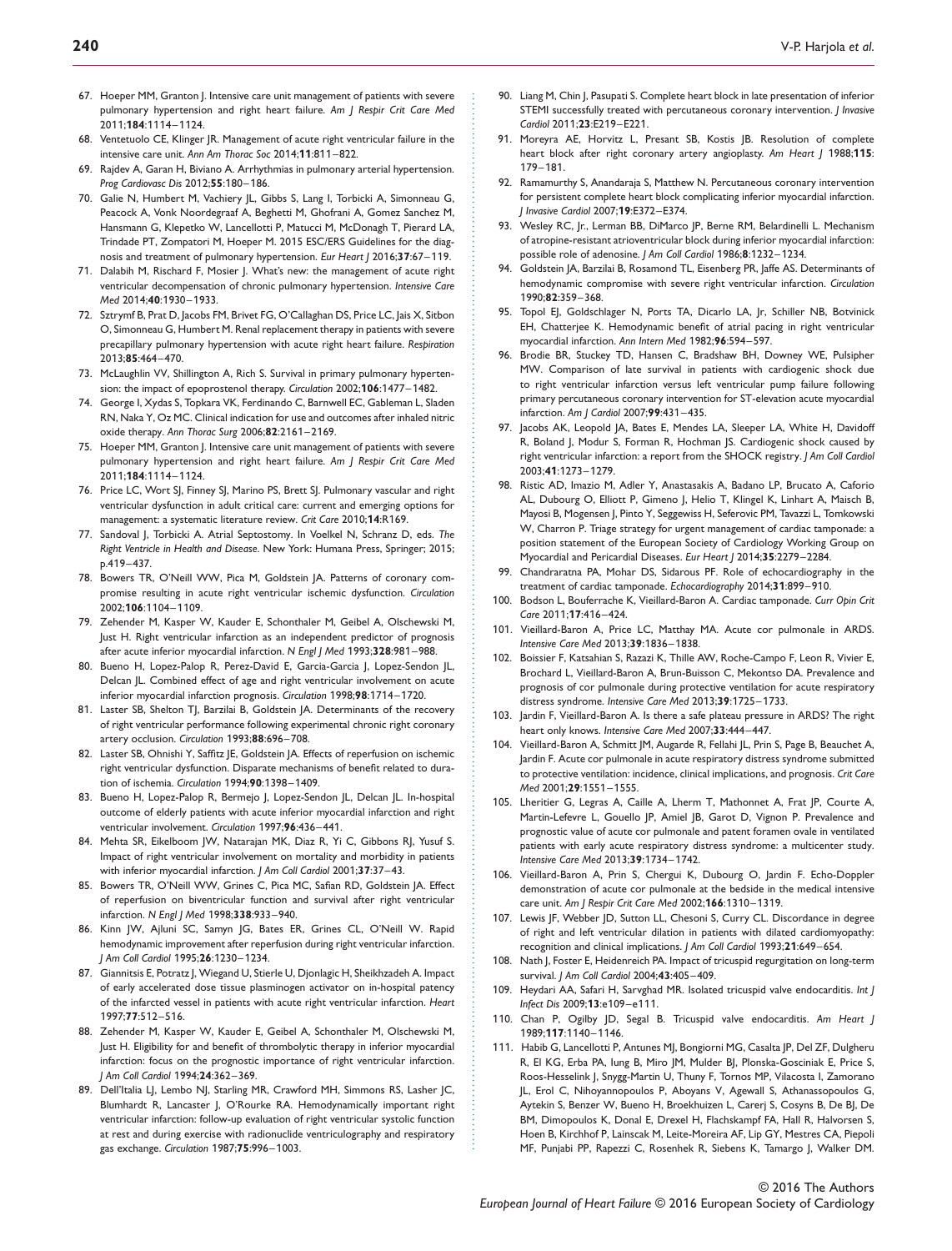67. Hoeper MM, Granton J. Intensive care unit management of patients with severe pulmonary hypertension and right heart failure. *Am J Respir Crit Care Med* 2011;**184**:1114–1124.
68. Ventetuolo CE, Klinger JR. Management of acute right ventricular failure in the intensive care unit. *Ann Am Thorac Soc* 2014;**11**:811–822.
69. Rajdev A, Garan H, Biviano A. Arrhythmias in pulmonary arterial hypertension. *Prog Cardiovasc Dis* 2012;**55**:180–186.
70. Galie N, Humbert M, Vachiery JL, Gibbs S, Lang I, Torbicki A, Simonneau G, Peacock A, Vonk Noordegraaf A, Beghetti M, Ghofrani A, Gomez Sanchez M, Hansmann G, Klepetko W, Lancellotti P, Matucci M, McDonagh T, Pierard LA, Trindade PT, Zompatori M, Hoeper M. 2015 ESC/ERS Guidelines for the diagnosis and treatment of pulmonary hypertension. *Eur Heart J* 2016;**37**:67–119.
71. Dalabih M, Rischard F, Mosier J. What's new: the management of acute right ventricular decompensation of chronic pulmonary hypertension. *Intensive Care Med* 2014;**40**:1930–1933.
72. Sztrymf B, Prat D, Jacobs FM, Brivet FG, O'Callaghan DS, Price LC, Jais X, Sitbon O, Simonneau G, Humbert M. Renal replacement therapy in patients with severe precapillary pulmonary hypertension with acute right heart failure. *Respiration* 2013;**85**:464–470.
73. McLaughlin VV, Shillington A, Rich S. Survival in primary pulmonary hypertension: the impact of epoprostenol therapy. *Circulation* 2002;**106**:1477–1482.
74. George I, Xydas S, Topkara VK, Ferdinando C, Barnwell EC, Gableman L, Sladen RN, Naka Y, Oz MC. Clinical indication for use and outcomes after inhaled nitric oxide therapy. *Ann Thorac Surg* 2006;**82**:2161–2169.
75. Hoeper MM, Granton J. Intensive care unit management of patients with severe pulmonary hypertension and right heart failure. *Am J Respir Crit Care Med* 2011;**184**:1114–1124.
76. Price LC, Wort SJ, Finney SJ, Marino PS, Brett SJ. Pulmonary vascular and right ventricular dysfunction in adult critical care: current and emerging options for management: a systematic literature review. *Crit Care* 2010;**14**:R169.
77. Sandoval J, Torbicki A. Atrial Septostomy. In Voelkel N, Schranz D, eds. *The Right Ventricle in Health and Disease*. New York: Humana Press, Springer; 2015; p.419–437.
78. Bowers TR, O'Neill WW, Pica M, Goldstein JA. Patterns of coronary compromise resulting in acute right ventricular ischemic dysfunction. *Circulation* 2002;**106**:1104–1109.
79. Zehender M, Kasper W, Kauder E, Schonthaler M, Geibel A, Olschewski M, Just H. Right ventricular infarction as an independent predictor of prognosis after acute inferior myocardial infarction. *N Engl J Med* 1993;**328**:981–988.
80. Bueno H, Lopez-Palop R, Perez-David E, Garcia-Garcia J, Lopez-Sendon JL, Delcan JL. Combined effect of age and right ventricular involvement on acute inferior myocardial infarction prognosis. *Circulation* 1998;**98**:1714–1720.
81. Laster SB, Shelton TJ, Barzilai B, Goldstein JA. Determinants of the recovery of right ventricular performance following experimental chronic right coronary artery occlusion. *Circulation* 1993;**88**:696–708.
82. Laster SB, Ohnishi Y, Saffitz JE, Goldstein JA. Effects of reperfusion on ischemic right ventricular dysfunction. Disparate mechanisms of benefit related to duration of ischemia. *Circulation* 1994;**90**:1398–1409.
83. Bueno H, Lopez-Palop R, Bermejo J, Lopez-Sendon JL, Delcan JL. In-hospital outcome of elderly patients with acute inferior myocardial infarction and right ventricular involvement. *Circulation* 1997;**96**:436–441.
84. Mehta SR, Eikelboom JW, Natarajan MK, Diaz R, Yi C, Gibbons RJ, Yusuf S. Impact of right ventricular involvement on mortality and morbidity in patients with inferior myocardial infarction. *J Am Coll Cardiol* 2001;**37**:37–43.
85. Bowers TR, O'Neill WW, Grines C, Pica MC, Safian RD, Goldstein JA. Effect of reperfusion on biventricular function and survival after right ventricular infarction. *N Engl J Med* 1998;**338**:933–940.
86. Kinn JW, Ajluni SC, Samyn JG, Bates ER, Grines CL, O'Neill W. Rapid hemodynamic improvement after reperfusion during right ventricular infarction. *J Am Coll Cardiol* 1995;**26**:1230–1234.
87. Giannitsis E, Potratz J, Wiegand U, Stierle U, Djonlagic H, Sheikhzadeh A. Impact of early accelerated dose tissue plasminogen activator on in-hospital patency of the infarcted vessel in patients with acute right ventricular infarction. *Heart* 1997;**77**:512–516.
88. Zehender M, Kasper W, Kauder E, Geibel A, Schonthaler M, Olschewski M, Just H. Eligibility for and benefit of thrombolytic therapy in inferior myocardial infarction: focus on the prognostic importance of right ventricular infarction. *J Am Coll Cardiol* 1994;**24**:362–369.
89. Dell'Italia LJ, Lembo NJ, Starling MR, Crawford MH, Simmons RS, Lasher JC, Blumhardt R, Lancaster J, O'Rourke RA. Hemodynamically important right ventricular infarction: follow-up evaluation of right ventricular systolic function at rest and during exercise with radionuclide ventriculography and respiratory gas exchange. *Circulation* 1987;**75**:996–1003.
90. Liang M, Chin J, Pasupati S. Complete heart block in late presentation of inferior STEMI successfully treated with percutaneous coronary intervention. *J Invasive Cardiol* 2011;**23**:E219–E221.
91. Moreyra AE, Horvitz L, Presant SB, Kostis JB. Resolution of complete heart block after right coronary artery angioplasty. *Am Heart J* 1988;**115**: 179–181.
92. Ramamurthy S, Anandaraja S, Matthew N. Percutaneous coronary intervention for persistent complete heart block complicating inferior myocardial infarction. *J Invasive Cardiol* 2007;**19**:E372–E374.
93. Wesley RC, Jr., Lerman BB, DiMarco JP, Berne RM, Belardinelli L. Mechanism of atropine-resistant atrioventricular block during inferior myocardial infarction: possible role of adenosine. *J Am Coll Cardiol* 1986;**8**:1232–1234.
94. Goldstein JA, Barzilai B, Rosamond TL, Eisenberg PR, Jaffe AS. Determinants of hemodynamic compromise with severe right ventricular infarction. *Circulation* 1990;**82**:359–368.
95. Topol EJ, Goldschlager N, Ports TA, Dicarlo LA, Jr, Schiller NB, Botvinick EH, Chatterjee K. Hemodynamic benefit of atrial pacing in right ventricular myocardial infarction. *Ann Intern Med* 1982;**96**:594–597.
96. Brodie BR, Stuckey TD, Hansen C, Bradshaw BH, Downey WE, Pulsipher MW. Comparison of late survival in patients with cardiogenic shock due to right ventricular infarction versus left ventricular pump failure following primary percutaneous coronary intervention for ST-elevation acute myocardial infarction. *Am J Cardiol* 2007;**99**:431–435.
97. Jacobs AK, Leopold JA, Bates E, Mendes LA, Sleeper LA, White H, Davidoff R, Boland J, Modur S, Forman R, Hochman JS. Cardiogenic shock caused by right ventricular infarction: a report from the SHOCK registry. *J Am Coll Cardiol* 2003;**41**:1273–1279.
98. Ristic AD, Imazio M, Adler Y, Anastasakis A, Badano LP, Brucato A, Caforio AL, Dubourg O, Elliott P, Gimeno J, Helio T, Klingel K, Linhart A, Maisch B, Mayosi B, Mogensen J, Pinto Y, Seggewiss H, Seferovic PM, Tavazzi L, Tomkowski W, Charron P. Triage strategy for urgent management of cardiac tamponade: a position statement of the European Society of Cardiology Working Group on Myocardial and Pericardial Diseases. *Eur Heart J* 2014;**35**:2279–2284.
99. Chandraratna PA, Mohar DS, Sidarous PF. Role of echocardiography in the treatment of cardiac tamponade. *Echocardiography* 2014;**31**:899–910.
100. Bodson L, Bouferrache K, Vieillard-Baron A. Cardiac tamponade. *Curr Opin Crit Care* 2011;**17**:416–424.
101. Vieillard-Baron A, Price LC, Matthay MA. Acute cor pulmonale in ARDS. *Intensive Care Med* 2013;**39**:1836–1838.
102. Boissier F, Katsahian S, Razazi K, Thille AW, Roche-Campo F, Leon R, Vivier E, Brochard L, Vieillard-Baron A, Brun-Buisson C, Mekontso DA. Prevalence and prognosis of cor pulmonale during protective ventilation for acute respiratory distress syndrome. *Intensive Care Med* 2013;**39**:1725–1733.
103. Jardin F, Vieillard-Baron A. Is there a safe plateau pressure in ARDS? The right heart only knows. *Intensive Care Med* 2007;**33**:444–447.
104. Vieillard-Baron A, Schmitt JM, Augarde R, Fellahi JL, Prin S, Page B, Beauchet A, Jardin F. Acute cor pulmonale in acute respiratory distress syndrome submitted to protective ventilation: incidence, clinical implications, and prognosis. *Crit Care Med* 2001;**29**:1551–1555.
105. Lheritier G, Legras A, Caille A, Lherm T, Mathonnet A, Frat JP, Courte A, Martin-Lefevre L, Gouello JP, Amiel JB, Garot D, Vignon P. Prevalence and prognostic value of acute cor pulmonale and patent foramen ovale in ventilated patients with early acute respiratory distress syndrome: a multicenter study. *Intensive Care Med* 2013;**39**:1734–1742.
106. Vieillard-Baron A, Prin S, Chergui K, Dubourg O, Jardin F. Echo-Doppler demonstration of acute cor pulmonale at the bedside in the medical intensive care unit. *Am J Respir Crit Care Med* 2002;**166**:1310–1319.
107. Lewis JF, Webber JD, Sutton LL, Chesoni S, Curry CL. Discordance in degree of right and left ventricular dilation in patients with dilated cardiomyopathy: recognition and clinical implications. *J Am Coll Cardiol* 1993;**21**:649–654.
108. Nath J, Foster E, Heidenreich PA. Impact of tricuspid regurgitation on long-term survival. *J Am Coll Cardiol* 2004;**43**:405–409.
109. Heydari AA, Safari H, Sarvghad MR. Isolated tricuspid valve endocarditis. *Int J Infect Dis* 2009;**13**:e109–e111.
110. Chan P, Ogilby JD, Segal B. Tricuspid valve endocarditis. *Am Heart J* 1989;**117**:1140–1146.
111. Habib G, Lancellotti P, Antunes MJ, Bongiorni MG, Casalta JP, Del ZF, Dulgheru R, El KG, Erba PA, Iung B, Miro JM, Mulder BJ, Plonska-Gosciniak E, Price S, Roos-Hesselink J, Snygg-Martin U, Thuny F, Tornos MP, Vilacosta I, Zamorano JL, Erol C, Nihoyannopoulos P, Aboyans V, Agewall S, Athanassopoulos G, Aytekin S, Benzer W, Bueno H, Broekhuizen L, Carerj S, Cosyns B, De BJ, De BM, Dimopoulos K, Donal E, Drexel H, Flachskampf FA, Hall R, Halvorsen S, Hoen B, Kirchhof P, Lainscak M, Leite-Moreira AF, Lip GY, Mestres CA, Piepoli MF, Punjabi PP, Rapezzi C, Rosenhek R, Siebens K, Tamargo J, Walker DM.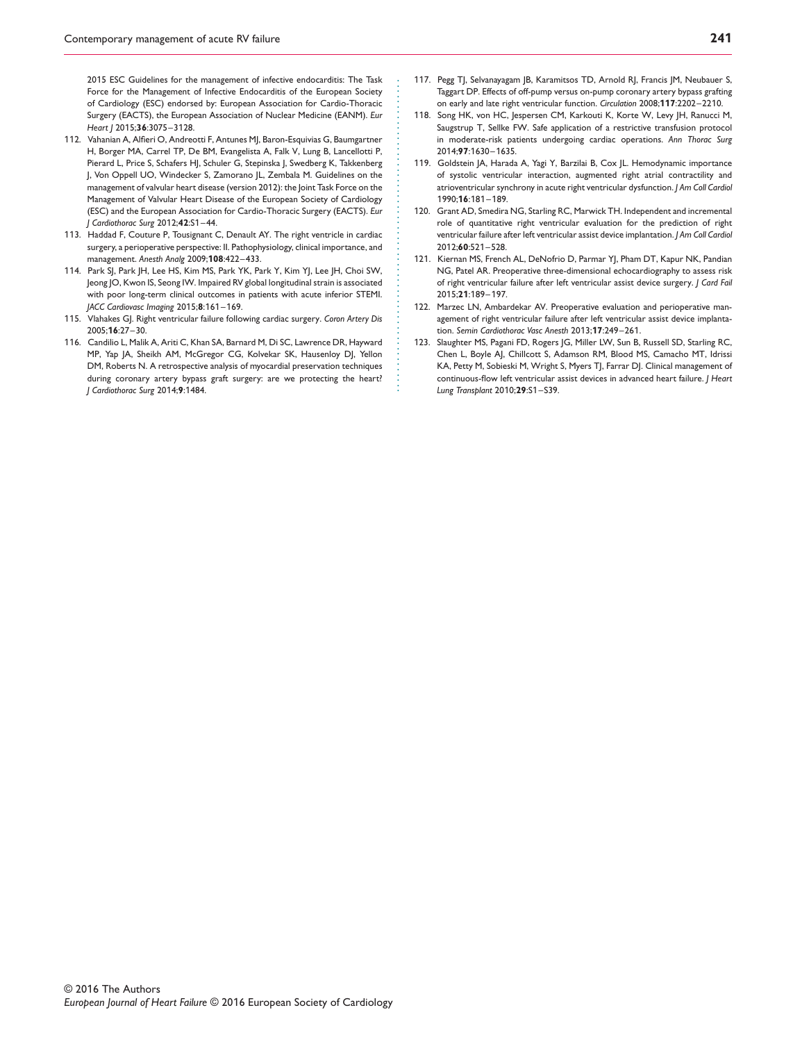2015 ESC Guidelines for the management of infective endocarditis: The Task Force for the Management of Infective Endocarditis of the European Society of Cardiology (ESC) endorsed by: European Association for Cardio-Thoracic Surgery (EACTS), the European Association of Nuclear Medicine (EANM). *Eur Heart J* 2015;**36**:3075–3128.

112. Vahanian A, Alfieri O, Andreotti F, Antunes MJ, Baron-Esquivias G, Baumgartner H, Borger MA, Carrel TP, De BM, Evangelista A, Falk V, Lung B, Lancellotti P, Pierard L, Price S, Schafers HJ, Schuler G, Stepinska J, Swedberg K, Takkenberg J, Von Oppell UO, Windecker S, Zamorano JL, Zembala M. Guidelines on the management of valvular heart disease (version 2012): the Joint Task Force on the Management of Valvular Heart Disease of the European Society of Cardiology (ESC) and the European Association for Cardio-Thoracic Surgery (EACTS). *Eur J Cardiothorac Surg* 2012;**42**:S1–44.
113. Haddad F, Couture P, Tousignant C, Denault AY. The right ventricle in cardiac surgery, a perioperative perspective: II. Pathophysiology, clinical importance, and management. *Anesth Analg* 2009;**108**:422–433.
114. Park SJ, Park JH, Lee HS, Kim MS, Park YK, Park Y, Kim YJ, Lee JH, Choi SW, Jeong JO, Kwon IS, Seong IW. Impaired RV global longitudinal strain is associated with poor long-term clinical outcomes in patients with acute inferior STEMI. *JACC Cardiovasc Imaging* 2015;**8**:161–169.
115. Vlahakes GJ. Right ventricular failure following cardiac surgery. *Coron Artery Dis* 2005;**16**:27–30.
116. Candilio L, Malik A, Ariti C, Khan SA, Barnard M, Di SC, Lawrence DR, Hayward MP, Yap JA, Sheikh AM, McGregor CG, Kolvekar SK, Hausenloy DJ, Yellon DM, Roberts N. A retrospective analysis of myocardial preservation techniques during coronary artery bypass graft surgery: are we protecting the heart? *J Cardiothorac Surg* 2014;**9**:1484.
117. Pegg TJ, Selvanayagam JB, Karamitsos TD, Arnold RJ, Francis JM, Neubauer S, Taggart DP. Effects of off-pump versus on-pump coronary artery bypass grafting on early and late right ventricular function. *Circulation* 2008;**117**:2202–2210.
118. Song HK, von HC, Jespersen CM, Karkouti K, Korte W, Levy JH, Ranucci M, Saugstrup T, Sellke FW. Safe application of a restrictive transfusion protocol in moderate-risk patients undergoing cardiac operations. *Ann Thorac Surg* 2014;**97**:1630–1635.
119. Goldstein JA, Harada A, Yagi Y, Barzilai B, Cox JL. Hemodynamic importance of systolic ventricular interaction, augmented right atrial contractility and atrioventricular synchrony in acute right ventricular dysfunction. *J Am Coll Cardiol* 1990;**16**:181–189.
120. Grant AD, Smedira NG, Starling RC, Marwick TH. Independent and incremental role of quantitative right ventricular evaluation for the prediction of right ventricular failure after left ventricular assist device implantation. *J Am Coll Cardiol* 2012;**60**:521–528.
121. Kiernan MS, French AL, DeNofrio D, Parmar YJ, Pham DT, Kapur NK, Pandian NG, Patel AR. Preoperative three-dimensional echocardiography to assess risk of right ventricular failure after left ventricular assist device surgery. *J Card Fail* 2015;**21**:189–197.
122. Marzec LN, Ambardekar AV. Preoperative evaluation and perioperative management of right ventricular failure after left ventricular assist device implantation. *Semin Cardiothorac Vasc Anesth* 2013;**17**:249–261.
123. Slaughter MS, Pagani FD, Rogers JG, Miller LW, Sun B, Russell SD, Starling RC, Chen L, Boyle AJ, Chillcott S, Adamson RM, Blood MS, Camacho MT, Idrissi KA, Petty M, Sobieski M, Wright S, Myers TJ, Farrar DJ. Clinical management of continuous-flow left ventricular assist devices in advanced heart failure. *J Heart Lung Transplant* 2010;**29**:S1–S39.